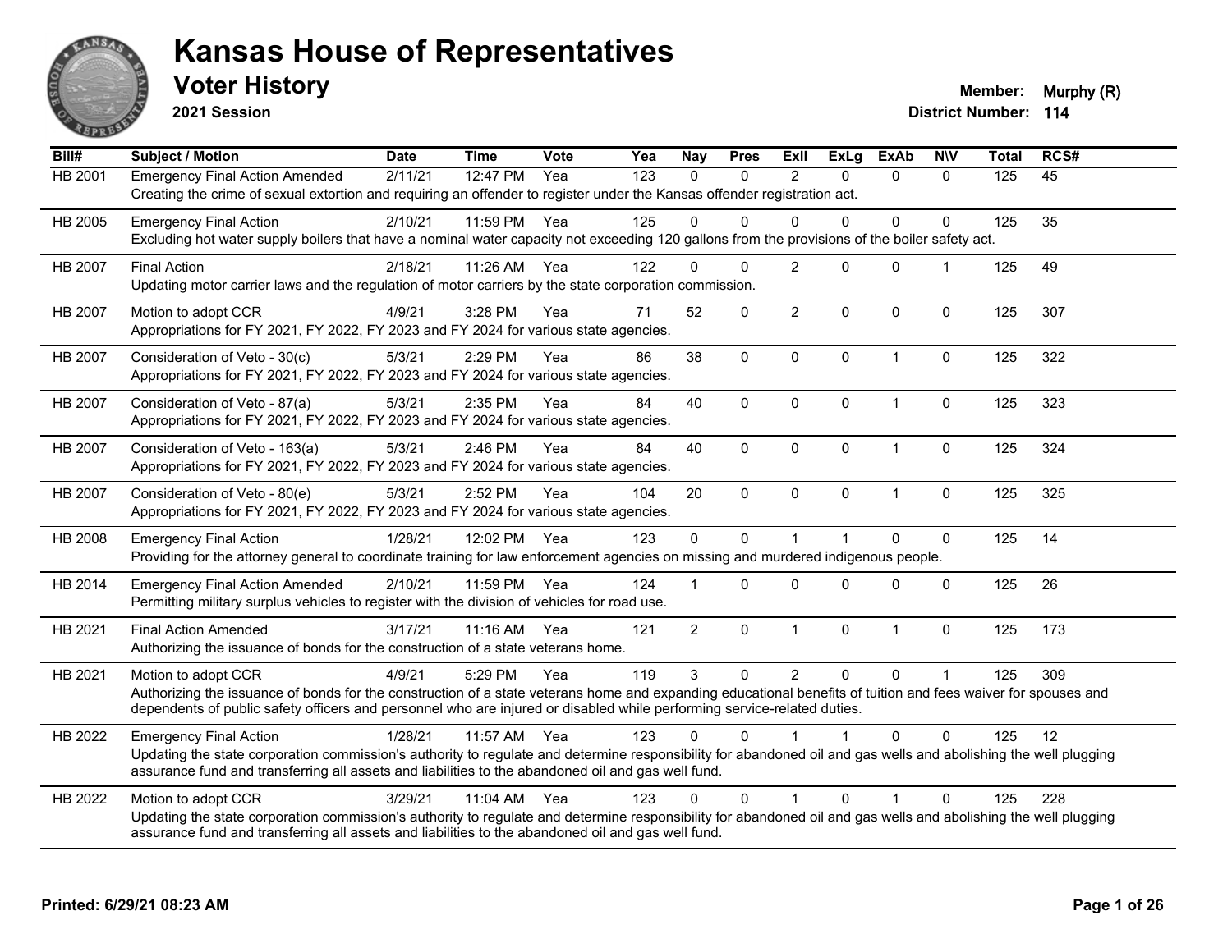# Kansas House of Representatives

## Voter History

**2021 Session**

**Member:** Murphy (R)
**District Number:** 114

| Bill# | Subject / Motion | Date | Time | Vote | Yea | Nay | Pres | ExII | ExLg | ExAb | N\V | Total | RCS# |
|---|---|---|---|---|---|---|---|---|---|---|---|---|---|
| HB 2001 | Emergency Final Action Amended | 2/11/21 | 12:47 PM | Yea | 123 | 0 | 0 | 2 | 0 | 0 | 0 | 125 | 45 |
| | Creating the crime of sexual extortion and requiring an offender to register under the Kansas offender registration act. | | | | | | | | | | | | |
| HB 2005 | Emergency Final Action | 2/10/21 | 11:59 PM | Yea | 125 | 0 | 0 | 0 | 0 | 0 | 0 | 125 | 35 |
| | Excluding hot water supply boilers that have a nominal water capacity not exceeding 120 gallons from the provisions of the boiler safety act. | | | | | | | | | | | | |
| HB 2007 | Final Action | 2/18/21 | 11:26 AM | Yea | 122 | 0 | 0 | 2 | 0 | 0 | 1 | 125 | 49 |
| | Updating motor carrier laws and the regulation of motor carriers by the state corporation commission. | | | | | | | | | | | | |
| HB 2007 | Motion to adopt CCR | 4/9/21 | 3:28 PM | Yea | 71 | 52 | 0 | 2 | 0 | 0 | 0 | 125 | 307 |
| | Appropriations for FY 2021, FY 2022, FY 2023 and FY 2024 for various state agencies. | | | | | | | | | | | | |
| HB 2007 | Consideration of Veto - 30(c) | 5/3/21 | 2:29 PM | Yea | 86 | 38 | 0 | 0 | 0 | 1 | 0 | 125 | 322 |
| | Appropriations for FY 2021, FY 2022, FY 2023 and FY 2024 for various state agencies. | | | | | | | | | | | | |
| HB 2007 | Consideration of Veto - 87(a) | 5/3/21 | 2:35 PM | Yea | 84 | 40 | 0 | 0 | 0 | 1 | 0 | 125 | 323 |
| | Appropriations for FY 2021, FY 2022, FY 2023 and FY 2024 for various state agencies. | | | | | | | | | | | | |
| HB 2007 | Consideration of Veto - 163(a) | 5/3/21 | 2:46 PM | Yea | 84 | 40 | 0 | 0 | 0 | 1 | 0 | 125 | 324 |
| | Appropriations for FY 2021, FY 2022, FY 2023 and FY 2024 for various state agencies. | | | | | | | | | | | | |
| HB 2007 | Consideration of Veto - 80(e) | 5/3/21 | 2:52 PM | Yea | 104 | 20 | 0 | 0 | 0 | 1 | 0 | 125 | 325 |
| | Appropriations for FY 2021, FY 2022, FY 2023 and FY 2024 for various state agencies. | | | | | | | | | | | | |
| HB 2008 | Emergency Final Action | 1/28/21 | 12:02 PM | Yea | 123 | 0 | 0 | 1 | 1 | 0 | 0 | 125 | 14 |
| | Providing for the attorney general to coordinate training for law enforcement agencies on missing and murdered indigenous people. | | | | | | | | | | | | |
| HB 2014 | Emergency Final Action Amended | 2/10/21 | 11:59 PM | Yea | 124 | 1 | 0 | 0 | 0 | 0 | 0 | 125 | 26 |
| | Permitting military surplus vehicles to register with the division of vehicles for road use. | | | | | | | | | | | | |
| HB 2021 | Final Action Amended | 3/17/21 | 11:16 AM | Yea | 121 | 2 | 0 | 1 | 0 | 1 | 0 | 125 | 173 |
| | Authorizing the issuance of bonds for the construction of a state veterans home. | | | | | | | | | | | | |
| HB 2021 | Motion to adopt CCR | 4/9/21 | 5:29 PM | Yea | 119 | 3 | 0 | 2 | 0 | 0 | 1 | 125 | 309 |
| | Authorizing the issuance of bonds for the construction of a state veterans home and expanding educational benefits of tuition and fees waiver for spouses and dependents of public safety officers and personnel who are injured or disabled while performing service-related duties. | | | | | | | | | | | | |
| HB 2022 | Emergency Final Action | 1/28/21 | 11:57 AM | Yea | 123 | 0 | 0 | 1 | 1 | 0 | 0 | 125 | 12 |
| | Updating the state corporation commission's authority to regulate and determine responsibility for abandoned oil and gas wells and abolishing the well plugging assurance fund and transferring all assets and liabilities to the abandoned oil and gas well fund. | | | | | | | | | | | | |
| HB 2022 | Motion to adopt CCR | 3/29/21 | 11:04 AM | Yea | 123 | 0 | 0 | 1 | 0 | 1 | 0 | 125 | 228 |
| | Updating the state corporation commission's authority to regulate and determine responsibility for abandoned oil and gas wells and abolishing the well plugging assurance fund and transferring all assets and liabilities to the abandoned oil and gas well fund. | | | | | | | | | | | | |

**Printed: 6/29/21 08:23 AM**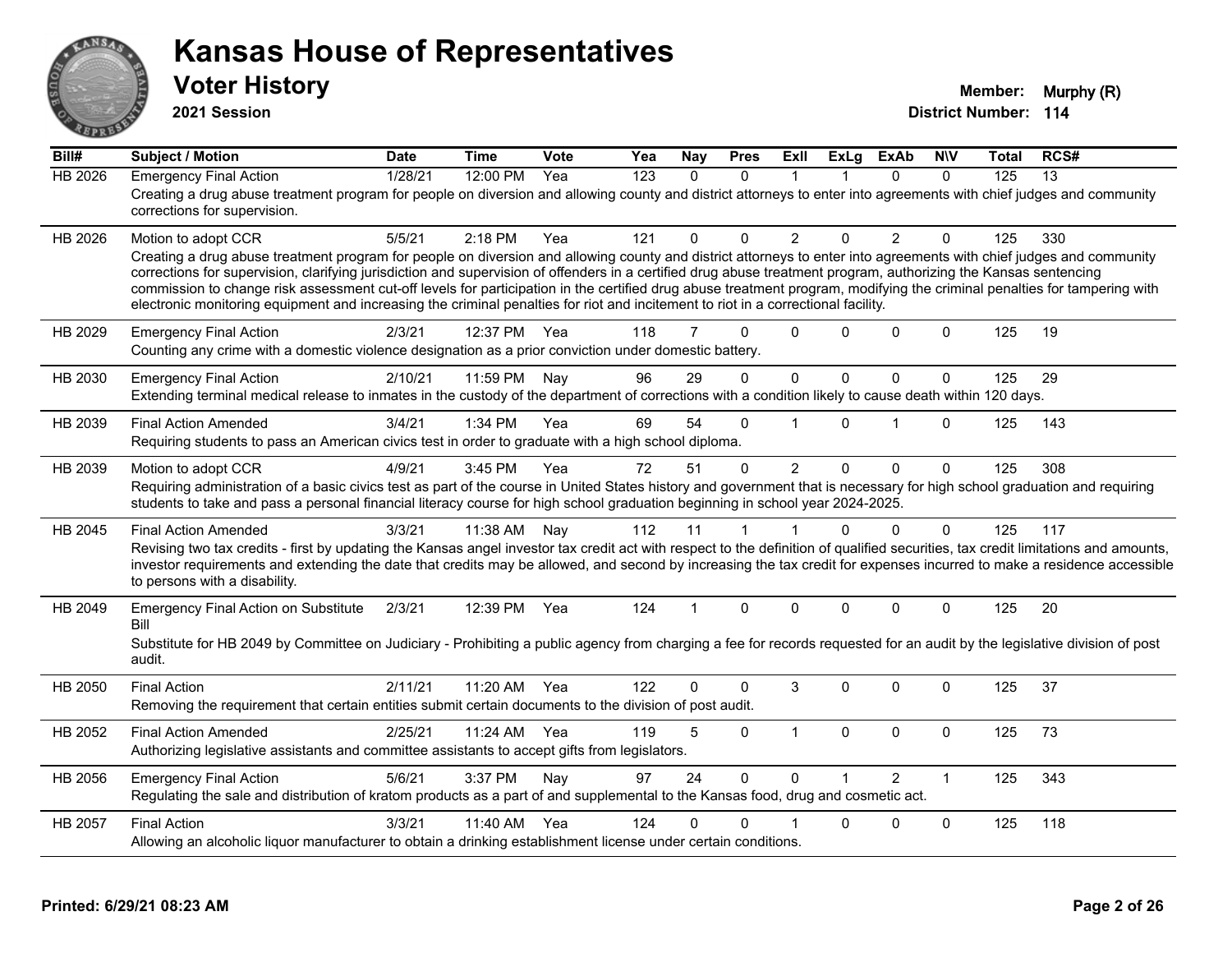# Kansas House of Representatives

## Voter History

**2021 Session**

**Member:** Murphy (R)
**District Number:** 114

| Bill# | Subject / Motion | Date | Time | Vote | Yea | Nay | Pres | ExII | ExLg | ExAb | N\V | Total | RCS# |
|---|---|---|---|---|---|---|---|---|---|---|---|---|---|
| HB 2026 | Emergency Final Action | 1/28/21 | 12:00 PM | Yea | 123 | 0 | 0 | 1 | 1 | 0 | 0 | 125 | 13 |
| | Creating a drug abuse treatment program for people on diversion and allowing county and district attorneys to enter into agreements with chief judges and community corrections for supervision. | | | | | | | | | | | | |
| HB 2026 | Motion to adopt CCR | 5/5/21 | 2:18 PM | Yea | 121 | 0 | 0 | 2 | 0 | 2 | 0 | 125 | 330 |
| | Creating a drug abuse treatment program for people on diversion and allowing county and district attorneys to enter into agreements with chief judges and community corrections for supervision, clarifying jurisdiction and supervision of offenders in a certified drug abuse treatment program, authorizing the Kansas sentencing commission to change risk assessment cut-off levels for participation in the certified drug abuse treatment program, modifying the criminal penalties for tampering with electronic monitoring equipment and increasing the criminal penalties for riot and incitement to riot in a correctional facility. | | | | | | | | | | | | |
| HB 2029 | Emergency Final Action | 2/3/21 | 12:37 PM | Yea | 118 | 7 | 0 | 0 | 0 | 0 | 0 | 125 | 19 |
| | Counting any crime with a domestic violence designation as a prior conviction under domestic battery. | | | | | | | | | | | | |
| HB 2030 | Emergency Final Action | 2/10/21 | 11:59 PM | Nay | 96 | 29 | 0 | 0 | 0 | 0 | 0 | 125 | 29 |
| | Extending terminal medical release to inmates in the custody of the department of corrections with a condition likely to cause death within 120 days. | | | | | | | | | | | | |
| HB 2039 | Final Action Amended | 3/4/21 | 1:34 PM | Yea | 69 | 54 | 0 | 1 | 0 | 1 | 0 | 125 | 143 |
| | Requiring students to pass an American civics test in order to graduate with a high school diploma. | | | | | | | | | | | | |
| HB 2039 | Motion to adopt CCR | 4/9/21 | 3:45 PM | Yea | 72 | 51 | 0 | 2 | 0 | 0 | 0 | 125 | 308 |
| | Requiring administration of a basic civics test as part of the course in United States history and government that is necessary for high school graduation and requiring students to take and pass a personal financial literacy course for high school graduation beginning in school year 2024-2025. | | | | | | | | | | | | |
| HB 2045 | Final Action Amended | 3/3/21 | 11:38 AM | Nay | 112 | 11 | 1 | 1 | 0 | 0 | 0 | 125 | 117 |
| | Revising two tax credits - first by updating the Kansas angel investor tax credit act with respect to the definition of qualified securities, tax credit limitations and amounts, investor requirements and extending the date that credits may be allowed, and second by increasing the tax credit for expenses incurred to make a residence accessible to persons with a disability. | | | | | | | | | | | | |
| HB 2049 | Emergency Final Action on Substitute Bill | 2/3/21 | 12:39 PM | Yea | 124 | 1 | 0 | 0 | 0 | 0 | 0 | 125 | 20 |
| | Substitute for HB 2049 by Committee on Judiciary - Prohibiting a public agency from charging a fee for records requested for an audit by the legislative division of post audit. | | | | | | | | | | | | |
| HB 2050 | Final Action | 2/11/21 | 11:20 AM | Yea | 122 | 0 | 0 | 3 | 0 | 0 | 0 | 125 | 37 |
| | Removing the requirement that certain entities submit certain documents to the division of post audit. | | | | | | | | | | | | |
| HB 2052 | Final Action Amended | 2/25/21 | 11:24 AM | Yea | 119 | 5 | 0 | 1 | 0 | 0 | 0 | 125 | 73 |
| | Authorizing legislative assistants and committee assistants to accept gifts from legislators. | | | | | | | | | | | | |
| HB 2056 | Emergency Final Action | 5/6/21 | 3:37 PM | Nay | 97 | 24 | 0 | 0 | 1 | 2 | 1 | 125 | 343 |
| | Regulating the sale and distribution of kratom products as a part of and supplemental to the Kansas food, drug and cosmetic act. | | | | | | | | | | | | |
| HB 2057 | Final Action | 3/3/21 | 11:40 AM | Yea | 124 | 0 | 0 | 1 | 0 | 0 | 0 | 125 | 118 |
| | Allowing an alcoholic liquor manufacturer to obtain a drinking establishment license under certain conditions. | | | | | | | | | | | | |

**Printed: 6/29/21 08:23 AM**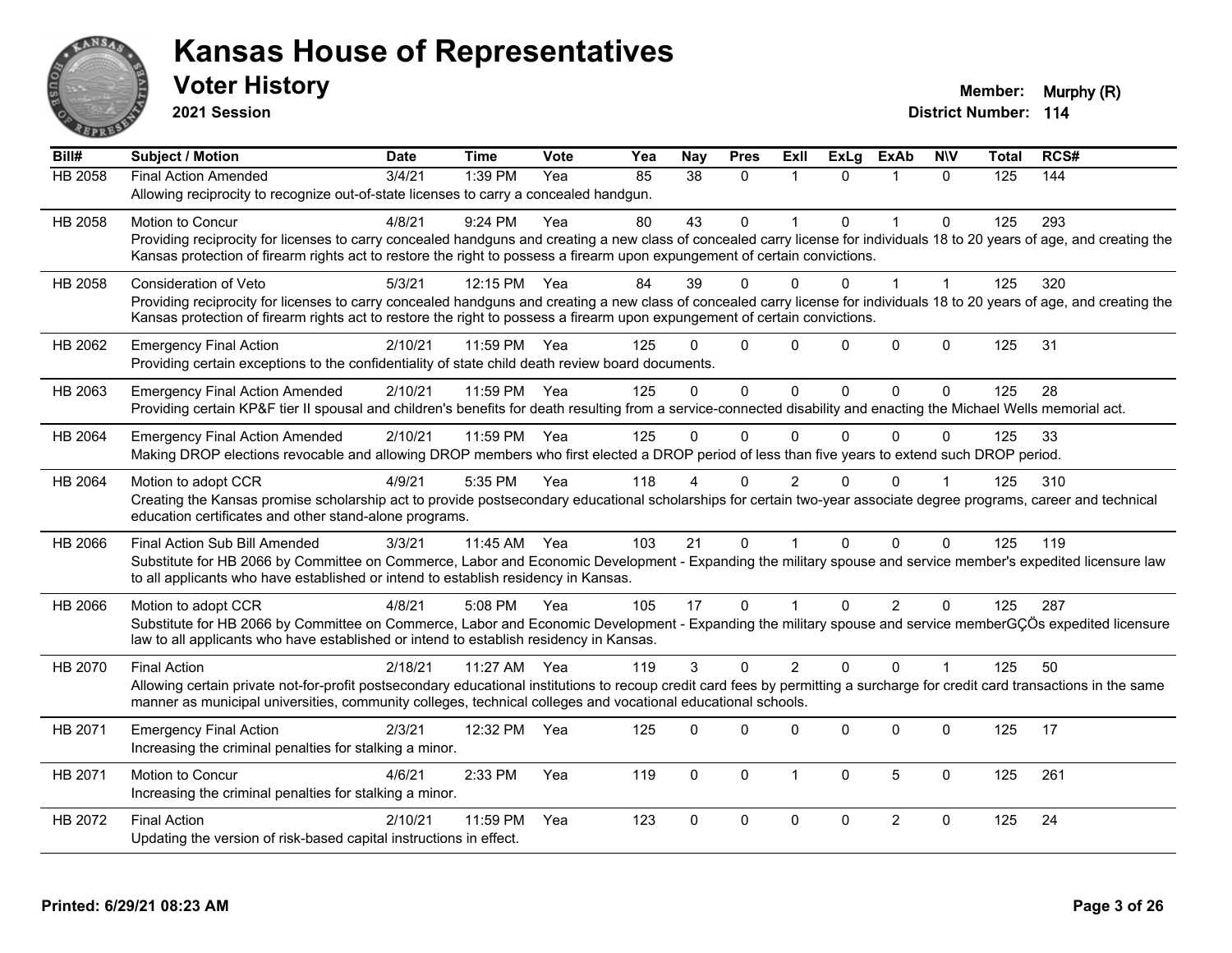# Kansas House of Representatives

## Voter History

**2021 Session**

**Member:** Murphy (R)
**District Number:** 114

| Bill# | Subject / Motion | Date | Time | Vote | Yea | Nay | Pres | ExII | ExLg | ExAb | N\V | Total | RCS# |
|---|---|---|---|---|---|---|---|---|---|---|---|---|---|
| HB 2058 | Final Action Amended | 3/4/21 | 1:39 PM | Yea | 85 | 38 | 0 | 1 | 0 | 1 | 0 | 125 | 144 |
| | Allowing reciprocity to recognize out-of-state licenses to carry a concealed handgun. | | | | | | | | | | | | |
| HB 2058 | Motion to Concur | 4/8/21 | 9:24 PM | Yea | 80 | 43 | 0 | 1 | 0 | 1 | 0 | 125 | 293 |
| | Providing reciprocity for licenses to carry concealed handguns and creating a new class of concealed carry license for individuals 18 to 20 years of age, and creating the Kansas protection of firearm rights act to restore the right to possess a firearm upon expungement of certain convictions. | | | | | | | | | | | | |
| HB 2058 | Consideration of Veto | 5/3/21 | 12:15 PM | Yea | 84 | 39 | 0 | 0 | 0 | 1 | 1 | 125 | 320 |
| | Providing reciprocity for licenses to carry concealed handguns and creating a new class of concealed carry license for individuals 18 to 20 years of age, and creating the Kansas protection of firearm rights act to restore the right to possess a firearm upon expungement of certain convictions. | | | | | | | | | | | | |
| HB 2062 | Emergency Final Action | 2/10/21 | 11:59 PM | Yea | 125 | 0 | 0 | 0 | 0 | 0 | 0 | 125 | 31 |
| | Providing certain exceptions to the confidentiality of state child death review board documents. | | | | | | | | | | | | |
| HB 2063 | Emergency Final Action Amended | 2/10/21 | 11:59 PM | Yea | 125 | 0 | 0 | 0 | 0 | 0 | 0 | 125 | 28 |
| | Providing certain KP&F tier II spousal and children's benefits for death resulting from a service-connected disability and enacting the Michael Wells memorial act. | | | | | | | | | | | | |
| HB 2064 | Emergency Final Action Amended | 2/10/21 | 11:59 PM | Yea | 125 | 0 | 0 | 0 | 0 | 0 | 0 | 125 | 33 |
| | Making DROP elections revocable and allowing DROP members who first elected a DROP period of less than five years to extend such DROP period. | | | | | | | | | | | | |
| HB 2064 | Motion to adopt CCR | 4/9/21 | 5:35 PM | Yea | 118 | 4 | 0 | 2 | 0 | 0 | 1 | 125 | 310 |
| | Creating the Kansas promise scholarship act to provide postsecondary educational scholarships for certain two-year associate degree programs, career and technical education certificates and other stand-alone programs. | | | | | | | | | | | | |
| HB 2066 | Final Action Sub Bill Amended | 3/3/21 | 11:45 AM | Yea | 103 | 21 | 0 | 1 | 0 | 0 | 0 | 125 | 119 |
| | Substitute for HB 2066 by Committee on Commerce, Labor and Economic Development - Expanding the military spouse and service member's expedited licensure law to all applicants who have established or intend to establish residency in Kansas. | | | | | | | | | | | | |
| HB 2066 | Motion to adopt CCR | 4/8/21 | 5:08 PM | Yea | 105 | 17 | 0 | 1 | 0 | 2 | 0 | 125 | 287 |
| | Substitute for HB 2066 by Committee on Commerce, Labor and Economic Development - Expanding the military spouse and service memberGÇÖs expedited licensure law to all applicants who have established or intend to establish residency in Kansas. | | | | | | | | | | | | |
| HB 2070 | Final Action | 2/18/21 | 11:27 AM | Yea | 119 | 3 | 0 | 2 | 0 | 0 | 1 | 125 | 50 |
| | Allowing certain private not-for-profit postsecondary educational institutions to recoup credit card fees by permitting a surcharge for credit card transactions in the same manner as municipal universities, community colleges, technical colleges and vocational educational schools. | | | | | | | | | | | | |
| HB 2071 | Emergency Final Action | 2/3/21 | 12:32 PM | Yea | 125 | 0 | 0 | 0 | 0 | 0 | 0 | 125 | 17 |
| | Increasing the criminal penalties for stalking a minor. | | | | | | | | | | | | |
| HB 2071 | Motion to Concur | 4/6/21 | 2:33 PM | Yea | 119 | 0 | 0 | 1 | 0 | 5 | 0 | 125 | 261 |
| | Increasing the criminal penalties for stalking a minor. | | | | | | | | | | | | |
| HB 2072 | Final Action | 2/10/21 | 11:59 PM | Yea | 123 | 0 | 0 | 0 | 0 | 2 | 0 | 125 | 24 |
| | Updating the version of risk-based capital instructions in effect. | | | | | | | | | | | | |

**Printed: 6/29/21 08:23 AM**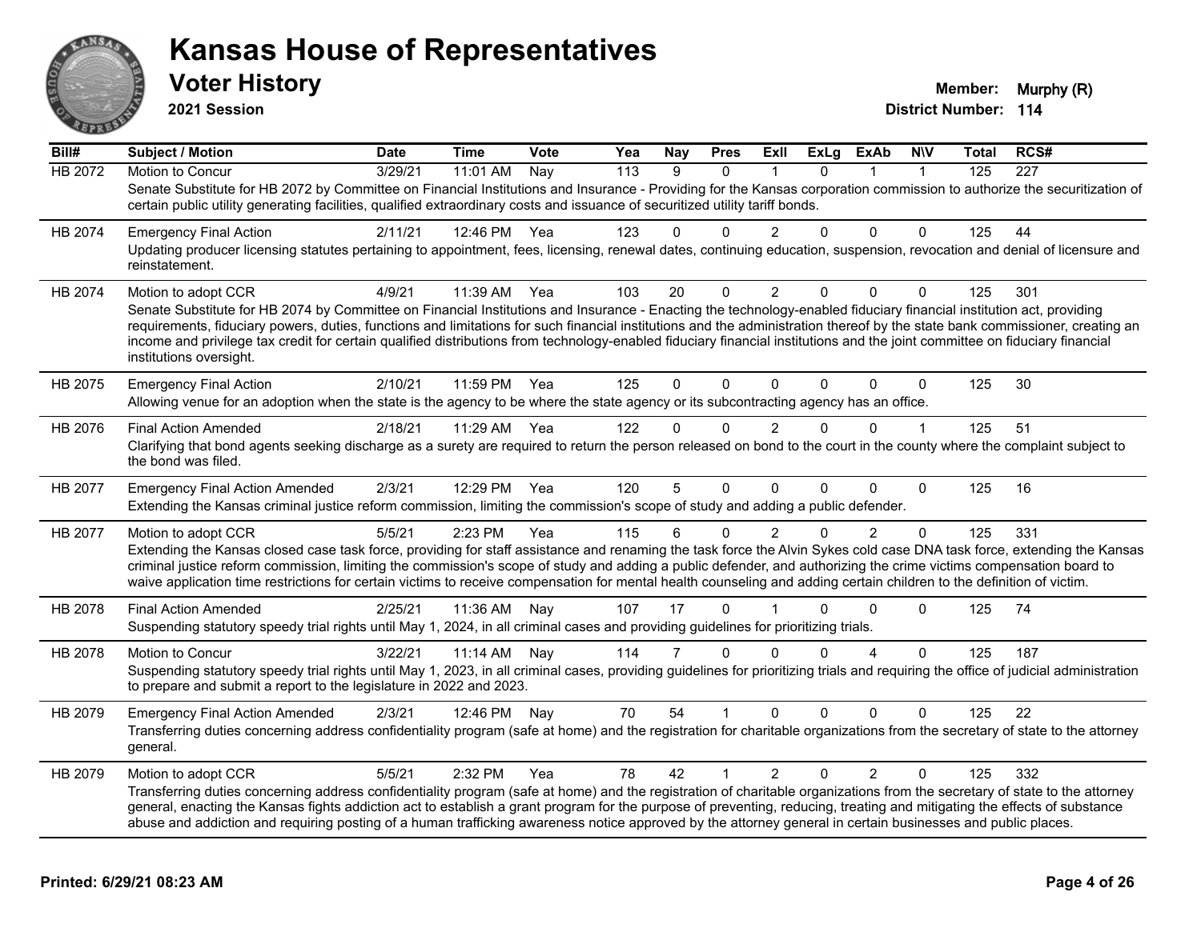# Kansas House of Representatives

## Voter History

**2021 Session**

**Member:** Murphy (R)
**District Number:** 114

| Bill# | Subject / Motion | Date | Time | Vote | Yea | Nay | Pres | ExII | ExLg | ExAb | N\V | Total | RCS# |
|---|---|---|---|---|---|---|---|---|---|---|---|---|---|
| HB 2072 | Motion to Concur | 3/29/21 | 11:01 AM | Nay | 113 | 9 | 0 | 1 | 0 | 1 | 1 | 125 | 227 |
| | Senate Substitute for HB 2072 by Committee on Financial Institutions and Insurance - Providing for the Kansas corporation commission to authorize the securitization of certain public utility generating facilities, qualified extraordinary costs and issuance of securitized utility tariff bonds. | | | | | | | | | | | | |
| HB 2074 | Emergency Final Action | 2/11/21 | 12:46 PM | Yea | 123 | 0 | 0 | 2 | 0 | 0 | 0 | 125 | 44 |
| | Updating producer licensing statutes pertaining to appointment, fees, licensing, renewal dates, continuing education, suspension, revocation and denial of licensure and reinstatement. | | | | | | | | | | | | |
| HB 2074 | Motion to adopt CCR | 4/9/21 | 11:39 AM | Yea | 103 | 20 | 0 | 2 | 0 | 0 | 0 | 125 | 301 |
| | Senate Substitute for HB 2074 by Committee on Financial Institutions and Insurance - Enacting the technology-enabled fiduciary financial institution act, providing requirements, fiduciary powers, duties, functions and limitations for such financial institutions and the administration thereof by the state bank commissioner, creating an income and privilege tax credit for certain qualified distributions from technology-enabled fiduciary financial institutions and the joint committee on fiduciary financial institutions oversight. | | | | | | | | | | | | |
| HB 2075 | Emergency Final Action | 2/10/21 | 11:59 PM | Yea | 125 | 0 | 0 | 0 | 0 | 0 | 0 | 125 | 30 |
| | Allowing venue for an adoption when the state is the agency to be where the state agency or its subcontracting agency has an office. | | | | | | | | | | | | |
| HB 2076 | Final Action Amended | 2/18/21 | 11:29 AM | Yea | 122 | 0 | 0 | 2 | 0 | 0 | 1 | 125 | 51 |
| | Clarifying that bond agents seeking discharge as a surety are required to return the person released on bond to the court in the county where the complaint subject to the bond was filed. | | | | | | | | | | | | |
| HB 2077 | Emergency Final Action Amended | 2/3/21 | 12:29 PM | Yea | 120 | 5 | 0 | 0 | 0 | 0 | 0 | 125 | 16 |
| | Extending the Kansas criminal justice reform commission, limiting the commission's scope of study and adding a public defender. | | | | | | | | | | | | |
| HB 2077 | Motion to adopt CCR | 5/5/21 | 2:23 PM | Yea | 115 | 6 | 0 | 2 | 0 | 2 | 0 | 125 | 331 |
| | Extending the Kansas closed case task force, providing for staff assistance and renaming the task force the Alvin Sykes cold case DNA task force, extending the Kansas criminal justice reform commission, limiting the commission's scope of study and adding a public defender, and authorizing the crime victims compensation board to waive application time restrictions for certain victims to receive compensation for mental health counseling and adding certain children to the definition of victim. | | | | | | | | | | | | |
| HB 2078 | Final Action Amended | 2/25/21 | 11:36 AM | Nay | 107 | 17 | 0 | 1 | 0 | 0 | 0 | 125 | 74 |
| | Suspending statutory speedy trial rights until May 1, 2024, in all criminal cases and providing guidelines for prioritizing trials. | | | | | | | | | | | | |
| HB 2078 | Motion to Concur | 3/22/21 | 11:14 AM | Nay | 114 | 7 | 0 | 0 | 0 | 4 | 0 | 125 | 187 |
| | Suspending statutory speedy trial rights until May 1, 2023, in all criminal cases, providing guidelines for prioritizing trials and requiring the office of judicial administration to prepare and submit a report to the legislature in 2022 and 2023. | | | | | | | | | | | | |
| HB 2079 | Emergency Final Action Amended | 2/3/21 | 12:46 PM | Nay | 70 | 54 | 1 | 0 | 0 | 0 | 0 | 125 | 22 |
| | Transferring duties concerning address confidentiality program (safe at home) and the registration for charitable organizations from the secretary of state to the attorney general. | | | | | | | | | | | | |
| HB 2079 | Motion to adopt CCR | 5/5/21 | 2:32 PM | Yea | 78 | 42 | 1 | 2 | 0 | 2 | 0 | 125 | 332 |
| | Transferring duties concerning address confidentiality program (safe at home) and the registration of charitable organizations from the secretary of state to the attorney general, enacting the Kansas fights addiction act to establish a grant program for the purpose of preventing, reducing, treating and mitigating the effects of substance abuse and addiction and requiring posting of a human trafficking awareness notice approved by the attorney general in certain businesses and public places. | | | | | | | | | | | | |

**Printed: 6/29/21 08:23 AM**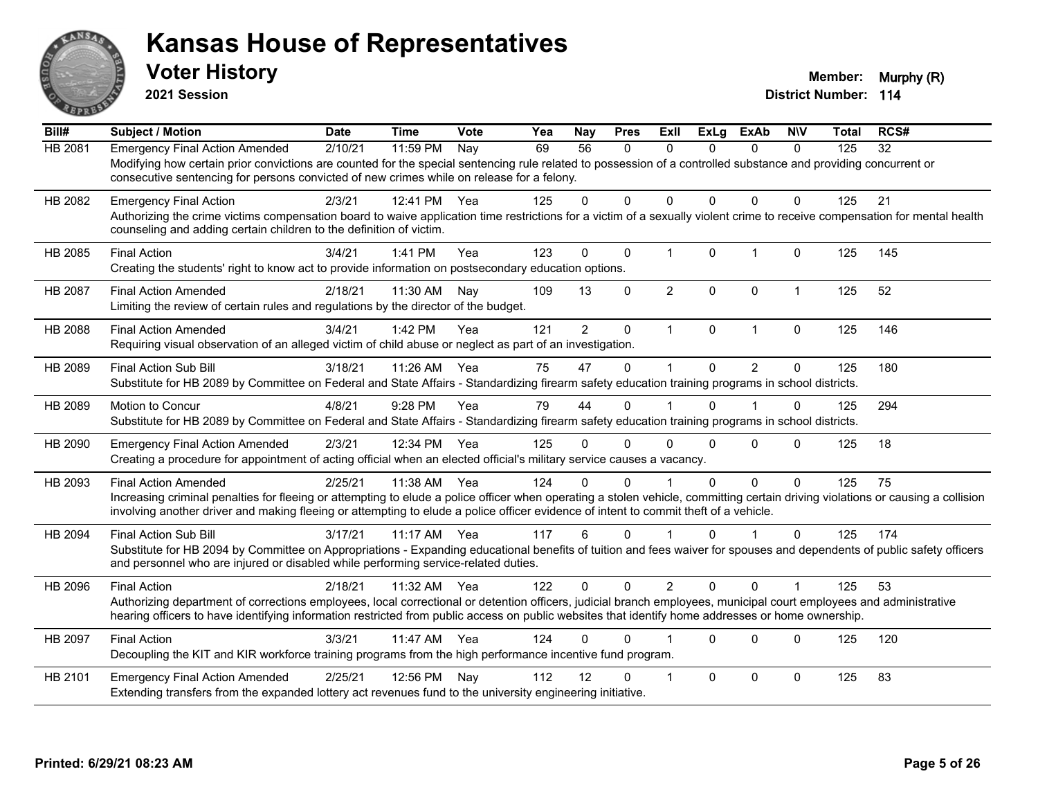# Kansas House of Representatives

## Voter History

**2021 Session**

**Member:** Murphy (R)
**District Number:** 114

| Bill# | Subject / Motion | Date | Time | Vote | Yea | Nay | Pres | ExII | ExLg | ExAb | N\V | Total | RCS# |
|---|---|---|---|---|---|---|---|---|---|---|---|---|---|
| HB 2081 | Emergency Final Action Amended | 2/10/21 | 11:59 PM | Nay | 69 | 56 | 0 | 0 | 0 | 0 | 0 | 125 | 32 |
| | Modifying how certain prior convictions are counted for the special sentencing rule related to possession of a controlled substance and providing concurrent or consecutive sentencing for persons convicted of new crimes while on release for a felony. | | | | | | | | | | | | |
| HB 2082 | Emergency Final Action | 2/3/21 | 12:41 PM | Yea | 125 | 0 | 0 | 0 | 0 | 0 | 0 | 125 | 21 |
| | Authorizing the crime victims compensation board to waive application time restrictions for a victim of a sexually violent crime to receive compensation for mental health counseling and adding certain children to the definition of victim. | | | | | | | | | | | | |
| HB 2085 | Final Action | 3/4/21 | 1:41 PM | Yea | 123 | 0 | 0 | 1 | 0 | 1 | 0 | 125 | 145 |
| | Creating the students' right to know act to provide information on postsecondary education options. | | | | | | | | | | | | |
| HB 2087 | Final Action Amended | 2/18/21 | 11:30 AM | Nay | 109 | 13 | 0 | 2 | 0 | 0 | 1 | 125 | 52 |
| | Limiting the review of certain rules and regulations by the director of the budget. | | | | | | | | | | | | |
| HB 2088 | Final Action Amended | 3/4/21 | 1:42 PM | Yea | 121 | 2 | 0 | 1 | 0 | 1 | 0 | 125 | 146 |
| | Requiring visual observation of an alleged victim of child abuse or neglect as part of an investigation. | | | | | | | | | | | | |
| HB 2089 | Final Action Sub Bill | 3/18/21 | 11:26 AM | Yea | 75 | 47 | 0 | 1 | 0 | 2 | 0 | 125 | 180 |
| | Substitute for HB 2089 by Committee on Federal and State Affairs - Standardizing firearm safety education training programs in school districts. | | | | | | | | | | | | |
| HB 2089 | Motion to Concur | 4/8/21 | 9:28 PM | Yea | 79 | 44 | 0 | 1 | 0 | 1 | 0 | 125 | 294 |
| | Substitute for HB 2089 by Committee on Federal and State Affairs - Standardizing firearm safety education training programs in school districts. | | | | | | | | | | | | |
| HB 2090 | Emergency Final Action Amended | 2/3/21 | 12:34 PM | Yea | 125 | 0 | 0 | 0 | 0 | 0 | 0 | 125 | 18 |
| | Creating a procedure for appointment of acting official when an elected official's military service causes a vacancy. | | | | | | | | | | | | |
| HB 2093 | Final Action Amended | 2/25/21 | 11:38 AM | Yea | 124 | 0 | 0 | 1 | 0 | 0 | 0 | 125 | 75 |
| | Increasing criminal penalties for fleeing or attempting to elude a police officer when operating a stolen vehicle, committing certain driving violations or causing a collision involving another driver and making fleeing or attempting to elude a police officer evidence of intent to commit theft of a vehicle. | | | | | | | | | | | | |
| HB 2094 | Final Action Sub Bill | 3/17/21 | 11:17 AM | Yea | 117 | 6 | 0 | 1 | 0 | 1 | 0 | 125 | 174 |
| | Substitute for HB 2094 by Committee on Appropriations - Expanding educational benefits of tuition and fees waiver for spouses and dependents of public safety officers and personnel who are injured or disabled while performing service-related duties. | | | | | | | | | | | | |
| HB 2096 | Final Action | 2/18/21 | 11:32 AM | Yea | 122 | 0 | 0 | 2 | 0 | 0 | 1 | 125 | 53 |
| | Authorizing department of corrections employees, local correctional or detention officers, judicial branch employees, municipal court employees and administrative hearing officers to have identifying information restricted from public access on public websites that identify home addresses or home ownership. | | | | | | | | | | | | |
| HB 2097 | Final Action | 3/3/21 | 11:47 AM | Yea | 124 | 0 | 0 | 1 | 0 | 0 | 0 | 125 | 120 |
| | Decoupling the KIT and KIR workforce training programs from the high performance incentive fund program. | | | | | | | | | | | | |
| HB 2101 | Emergency Final Action Amended | 2/25/21 | 12:56 PM | Nay | 112 | 12 | 0 | 1 | 0 | 0 | 0 | 125 | 83 |
| | Extending transfers from the expanded lottery act revenues fund to the university engineering initiative. | | | | | | | | | | | | |

Printed: 6/29/21 08:23 AM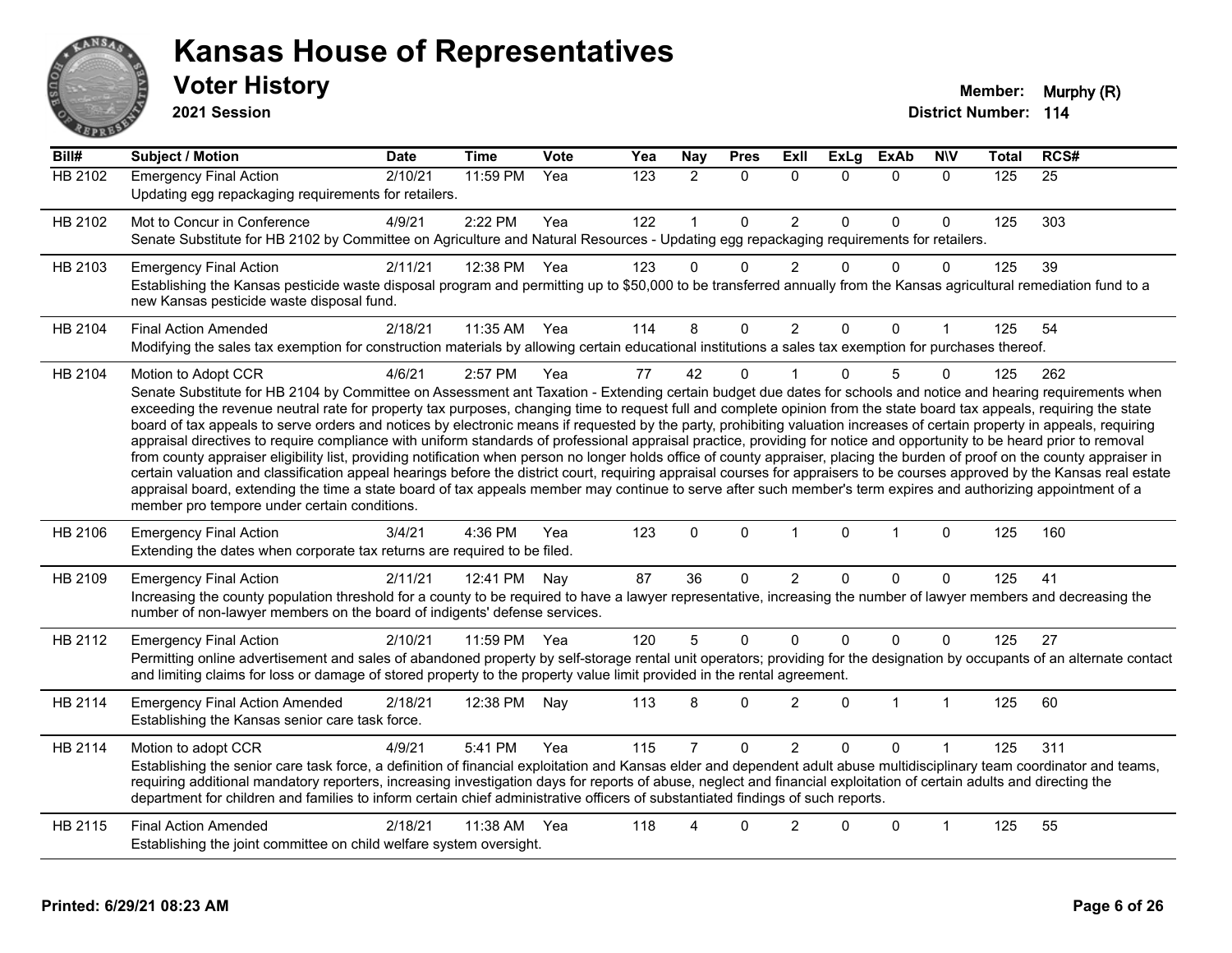# Kansas House of Representatives

## Voter History

**2021 Session**

**Member:** Murphy (R)
**District Number:** 114

| Bill# | Subject / Motion | Date | Time | Vote | Yea | Nay | Pres | ExII | ExLg | ExAb | N\V | Total | RCS# |
|---|---|---|---|---|---|---|---|---|---|---|---|---|---|
| HB 2102 | Emergency Final Action | 2/10/21 | 11:59 PM | Yea | 123 | 2 | 0 | 0 | 0 | 0 | 0 | 125 | 25 |
| | Updating egg repackaging requirements for retailers. | | | | | | | | | | | | |
| HB 2102 | Mot to Concur in Conference | 4/9/21 | 2:22 PM | Yea | 122 | 1 | 0 | 2 | 0 | 0 | 0 | 125 | 303 |
| | Senate Substitute for HB 2102 by Committee on Agriculture and Natural Resources - Updating egg repackaging requirements for retailers. | | | | | | | | | | | | |
| HB 2103 | Emergency Final Action | 2/11/21 | 12:38 PM | Yea | 123 | 0 | 0 | 2 | 0 | 0 | 0 | 125 | 39 |
| | Establishing the Kansas pesticide waste disposal program and permitting up to $50,000 to be transferred annually from the Kansas agricultural remediation fund to a new Kansas pesticide waste disposal fund. | | | | | | | | | | | | |
| HB 2104 | Final Action Amended | 2/18/21 | 11:35 AM | Yea | 114 | 8 | 0 | 2 | 0 | 0 | 1 | 125 | 54 |
| | Modifying the sales tax exemption for construction materials by allowing certain educational institutions a sales tax exemption for purchases thereof. | | | | | | | | | | | | |
| HB 2104 | Motion to Adopt CCR | 4/6/21 | 2:57 PM | Yea | 77 | 42 | 0 | 1 | 0 | 5 | 0 | 125 | 262 |
| | Senate Substitute for HB 2104 by Committee on Assessment ant Taxation - Extending certain budget due dates for schools and notice and hearing requirements when exceeding the revenue neutral rate for property tax purposes, changing time to request full and complete opinion from the state board tax appeals, requiring the state board of tax appeals to serve orders and notices by electronic means if requested by the party, prohibiting valuation increases of certain property in appeals, requiring appraisal directives to require compliance with uniform standards of professional appraisal practice, providing for notice and opportunity to be heard prior to removal from county appraiser eligibility list, providing notification when person no longer holds office of county appraiser, placing the burden of proof on the county appraiser in certain valuation and classification appeal hearings before the district court, requiring appraisal courses for appraisers to be courses approved by the Kansas real estate appraisal board, extending the time a state board of tax appeals member may continue to serve after such member's term expires and authorizing appointment of a member pro tempore under certain conditions. | | | | | | | | | | | | |
| HB 2106 | Emergency Final Action | 3/4/21 | 4:36 PM | Yea | 123 | 0 | 0 | 1 | 0 | 1 | 0 | 125 | 160 |
| | Extending the dates when corporate tax returns are required to be filed. | | | | | | | | | | | | |
| HB 2109 | Emergency Final Action | 2/11/21 | 12:41 PM | Nay | 87 | 36 | 0 | 2 | 0 | 0 | 0 | 125 | 41 |
| | Increasing the county population threshold for a county to be required to have a lawyer representative, increasing the number of lawyer members and decreasing the number of non-lawyer members on the board of indigents' defense services. | | | | | | | | | | | | |
| HB 2112 | Emergency Final Action | 2/10/21 | 11:59 PM | Yea | 120 | 5 | 0 | 0 | 0 | 0 | 0 | 125 | 27 |
| | Permitting online advertisement and sales of abandoned property by self-storage rental unit operators; providing for the designation by occupants of an alternate contact and limiting claims for loss or damage of stored property to the property value limit provided in the rental agreement. | | | | | | | | | | | | |
| HB 2114 | Emergency Final Action Amended | 2/18/21 | 12:38 PM | Nay | 113 | 8 | 0 | 2 | 0 | 1 | 1 | 125 | 60 |
| | Establishing the Kansas senior care task force. | | | | | | | | | | | | |
| HB 2114 | Motion to adopt CCR | 4/9/21 | 5:41 PM | Yea | 115 | 7 | 0 | 2 | 0 | 0 | 1 | 125 | 311 |
| | Establishing the senior care task force, a definition of financial exploitation and Kansas elder and dependent adult abuse multidisciplinary team coordinator and teams, requiring additional mandatory reporters, increasing investigation days for reports of abuse, neglect and financial exploitation of certain adults and directing the department for children and families to inform certain chief administrative officers of substantiated findings of such reports. | | | | | | | | | | | | |
| HB 2115 | Final Action Amended | 2/18/21 | 11:38 AM | Yea | 118 | 4 | 0 | 2 | 0 | 0 | 1 | 125 | 55 |
| | Establishing the joint committee on child welfare system oversight. | | | | | | | | | | | | |

**Printed: 6/29/21 08:23 AM**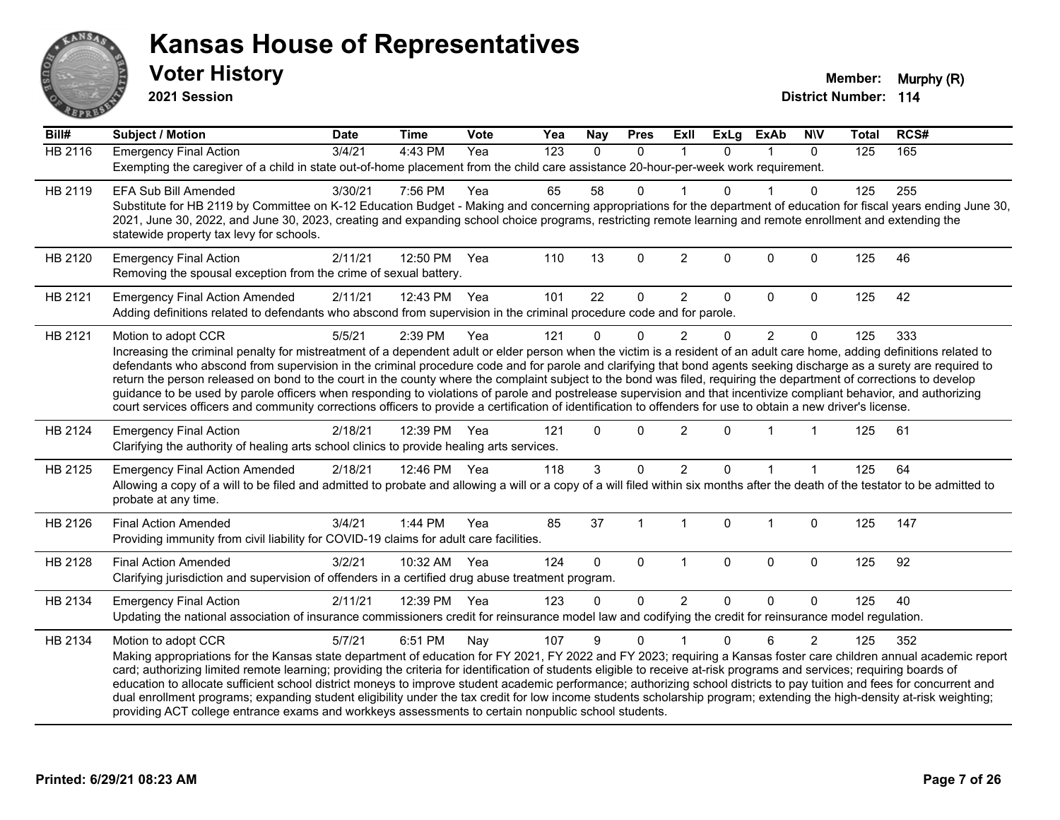# Kansas House of Representatives

## Voter History

**2021 Session**

**Member:** Murphy (R)
**District Number:** 114

| Bill# | Subject / Motion | Date | Time | Vote | Yea | Nay | Pres | ExII | ExLg | ExAb | N\V | Total | RCS# |
|---|---|---|---|---|---|---|---|---|---|---|---|---|---|
| HB 2116 | Emergency Final Action | 3/4/21 | 4:43 PM | Yea | 123 | 0 | 0 | 1 | 0 | 1 | 0 | 125 | 165 |
| | Exempting the caregiver of a child in state out-of-home placement from the child care assistance 20-hour-per-week work requirement. | | | | | | | | | | | | |
| HB 2119 | EFA Sub Bill Amended | 3/30/21 | 7:56 PM | Yea | 65 | 58 | 0 | 1 | 0 | 1 | 0 | 125 | 255 |
| | Substitute for HB 2119 by Committee on K-12 Education Budget - Making and concerning appropriations for the department of education for fiscal years ending June 30, 2021, June 30, 2022, and June 30, 2023, creating and expanding school choice programs, restricting remote learning and remote enrollment and extending the statewide property tax levy for schools. | | | | | | | | | | | | |
| HB 2120 | Emergency Final Action | 2/11/21 | 12:50 PM | Yea | 110 | 13 | 0 | 2 | 0 | 0 | 0 | 125 | 46 |
| | Removing the spousal exception from the crime of sexual battery. | | | | | | | | | | | | |
| HB 2121 | Emergency Final Action Amended | 2/11/21 | 12:43 PM | Yea | 101 | 22 | 0 | 2 | 0 | 0 | 0 | 125 | 42 |
| | Adding definitions related to defendants who abscond from supervision in the criminal procedure code and for parole. | | | | | | | | | | | | |
| HB 2121 | Motion to adopt CCR | 5/5/21 | 2:39 PM | Yea | 121 | 0 | 0 | 2 | 0 | 2 | 0 | 125 | 333 |
| | Increasing the criminal penalty for mistreatment of a dependent adult or elder person when the victim is a resident of an adult care home, adding definitions related to defendants who abscond from supervision in the criminal procedure code and for parole and clarifying that bond agents seeking discharge as a surety are required to return the person released on bond to the court in the county where the complaint subject to the bond was filed, requiring the department of corrections to develop guidance to be used by parole officers when responding to violations of parole and postrelease supervision and that incentivize compliant behavior, and authorizing court services officers and community corrections officers to provide a certification of identification to offenders for use to obtain a new driver's license. | | | | | | | | | | | | |
| HB 2124 | Emergency Final Action | 2/18/21 | 12:39 PM | Yea | 121 | 0 | 0 | 2 | 0 | 1 | 1 | 125 | 61 |
| | Clarifying the authority of healing arts school clinics to provide healing arts services. | | | | | | | | | | | | |
| HB 2125 | Emergency Final Action Amended | 2/18/21 | 12:46 PM | Yea | 118 | 3 | 0 | 2 | 0 | 1 | 1 | 125 | 64 |
| | Allowing a copy of a will to be filed and admitted to probate and allowing a will or a copy of a will filed within six months after the death of the testator to be admitted to probate at any time. | | | | | | | | | | | | |
| HB 2126 | Final Action Amended | 3/4/21 | 1:44 PM | Yea | 85 | 37 | 1 | 1 | 0 | 1 | 0 | 125 | 147 |
| | Providing immunity from civil liability for COVID-19 claims for adult care facilities. | | | | | | | | | | | | |
| HB 2128 | Final Action Amended | 3/2/21 | 10:32 AM | Yea | 124 | 0 | 0 | 1 | 0 | 0 | 0 | 125 | 92 |
| | Clarifying jurisdiction and supervision of offenders in a certified drug abuse treatment program. | | | | | | | | | | | | |
| HB 2134 | Emergency Final Action | 2/11/21 | 12:39 PM | Yea | 123 | 0 | 0 | 2 | 0 | 0 | 0 | 125 | 40 |
| | Updating the national association of insurance commissioners credit for reinsurance model law and codifying the credit for reinsurance model regulation. | | | | | | | | | | | | |
| HB 2134 | Motion to adopt CCR | 5/7/21 | 6:51 PM | Nay | 107 | 9 | 0 | 1 | 0 | 6 | 2 | 125 | 352 |
| | Making appropriations for the Kansas state department of education for FY 2021, FY 2022 and FY 2023; requiring a Kansas foster care children annual academic report card; authorizing limited remote learning; providing the criteria for identification of students eligible to receive at-risk programs and services; requiring boards of education to allocate sufficient school district moneys to improve student academic performance; authorizing school districts to pay tuition and fees for concurrent and dual enrollment programs; expanding student eligibility under the tax credit for low income students scholarship program; extending the high-density at-risk weighting; providing ACT college entrance exams and workkeys assessments to certain nonpublic school students. | | | | | | | | | | | | |

Printed: 6/29/21 08:23 AM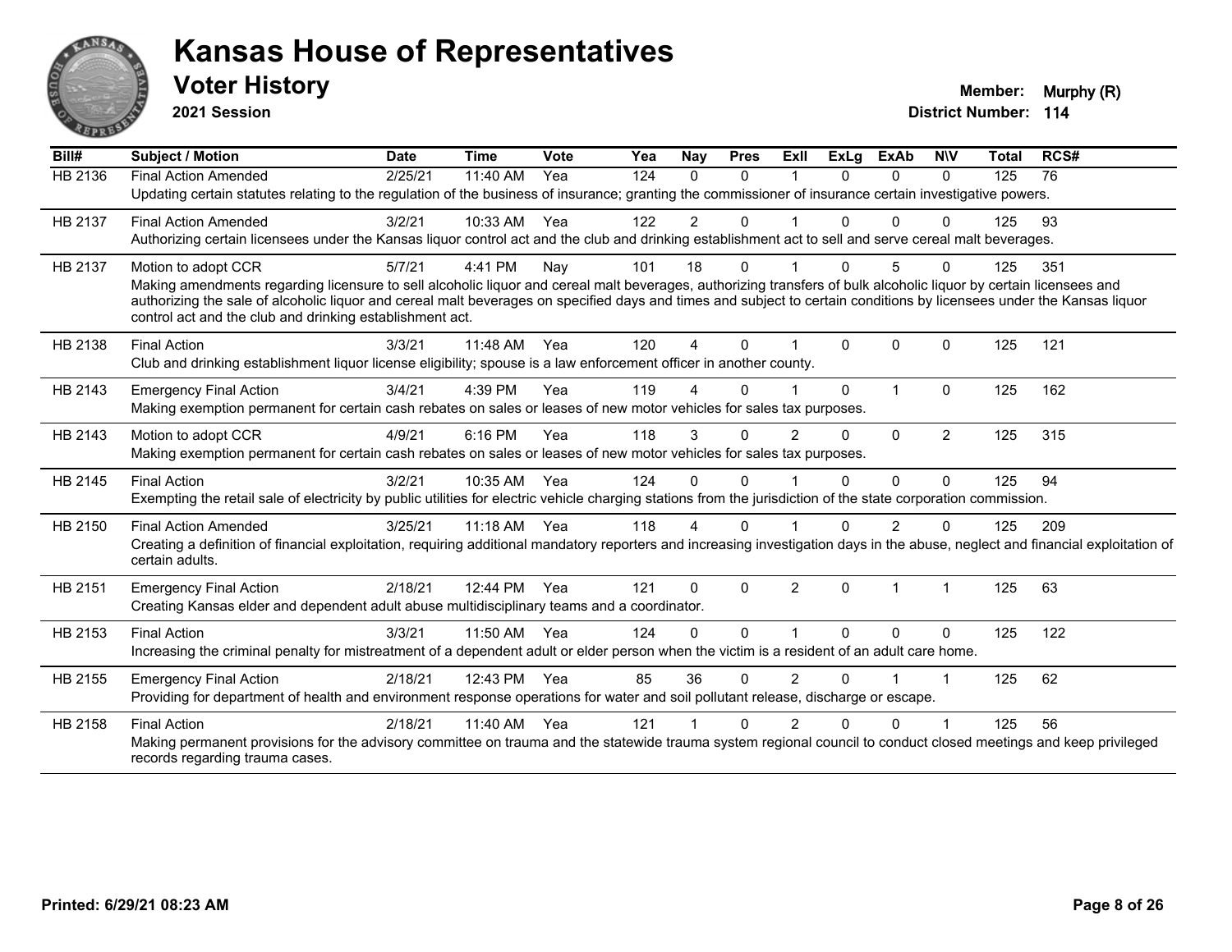# Kansas House of Representatives

## Voter History

**2021 Session**

**Member:** Murphy (R)
**District Number:** 114

| Bill# | Subject / Motion | Date | Time | Vote | Yea | Nay | Pres | ExII | ExLg | ExAb | N\V | Total | RCS# |
|---|---|---|---|---|---|---|---|---|---|---|---|---|---|
| HB 2136 | Final Action Amended | 2/25/21 | 11:40 AM | Yea | 124 | 0 | 0 | 1 | 0 | 0 | 0 | 125 | 76 |
| | Updating certain statutes relating to the regulation of the business of insurance; granting the commissioner of insurance certain investigative powers. | | | | | | | | | | | | |
| HB 2137 | Final Action Amended | 3/2/21 | 10:33 AM | Yea | 122 | 2 | 0 | 1 | 0 | 0 | 0 | 125 | 93 |
| | Authorizing certain licensees under the Kansas liquor control act and the club and drinking establishment act to sell and serve cereal malt beverages. | | | | | | | | | | | | |
| HB 2137 | Motion to adopt CCR | 5/7/21 | 4:41 PM | Nay | 101 | 18 | 0 | 1 | 0 | 5 | 0 | 125 | 351 |
| | Making amendments regarding licensure to sell alcoholic liquor and cereal malt beverages, authorizing transfers of bulk alcoholic liquor by certain licensees and authorizing the sale of alcoholic liquor and cereal malt beverages on specified days and times and subject to certain conditions by licensees under the Kansas liquor control act and the club and drinking establishment act. | | | | | | | | | | | | |
| HB 2138 | Final Action | 3/3/21 | 11:48 AM | Yea | 120 | 4 | 0 | 1 | 0 | 0 | 0 | 125 | 121 |
| | Club and drinking establishment liquor license eligibility; spouse is a law enforcement officer in another county. | | | | | | | | | | | | |
| HB 2143 | Emergency Final Action | 3/4/21 | 4:39 PM | Yea | 119 | 4 | 0 | 1 | 0 | 1 | 0 | 125 | 162 |
| | Making exemption permanent for certain cash rebates on sales or leases of new motor vehicles for sales tax purposes. | | | | | | | | | | | | |
| HB 2143 | Motion to adopt CCR | 4/9/21 | 6:16 PM | Yea | 118 | 3 | 0 | 2 | 0 | 0 | 2 | 125 | 315 |
| | Making exemption permanent for certain cash rebates on sales or leases of new motor vehicles for sales tax purposes. | | | | | | | | | | | | |
| HB 2145 | Final Action | 3/2/21 | 10:35 AM | Yea | 124 | 0 | 0 | 1 | 0 | 0 | 0 | 125 | 94 |
| | Exempting the retail sale of electricity by public utilities for electric vehicle charging stations from the jurisdiction of the state corporation commission. | | | | | | | | | | | | |
| HB 2150 | Final Action Amended | 3/25/21 | 11:18 AM | Yea | 118 | 4 | 0 | 1 | 0 | 2 | 0 | 125 | 209 |
| | Creating a definition of financial exploitation, requiring additional mandatory reporters and increasing investigation days in the abuse, neglect and financial exploitation of certain adults. | | | | | | | | | | | | |
| HB 2151 | Emergency Final Action | 2/18/21 | 12:44 PM | Yea | 121 | 0 | 0 | 2 | 0 | 1 | 1 | 125 | 63 |
| | Creating Kansas elder and dependent adult abuse multidisciplinary teams and a coordinator. | | | | | | | | | | | | |
| HB 2153 | Final Action | 3/3/21 | 11:50 AM | Yea | 124 | 0 | 0 | 1 | 0 | 0 | 0 | 125 | 122 |
| | Increasing the criminal penalty for mistreatment of a dependent adult or elder person when the victim is a resident of an adult care home. | | | | | | | | | | | | |
| HB 2155 | Emergency Final Action | 2/18/21 | 12:43 PM | Yea | 85 | 36 | 0 | 2 | 0 | 1 | 1 | 125 | 62 |
| | Providing for department of health and environment response operations for water and soil pollutant release, discharge or escape. | | | | | | | | | | | | |
| HB 2158 | Final Action | 2/18/21 | 11:40 AM | Yea | 121 | 1 | 0 | 2 | 0 | 0 | 1 | 125 | 56 |
| | Making permanent provisions for the advisory committee on trauma and the statewide trauma system regional council to conduct closed meetings and keep privileged records regarding trauma cases. | | | | | | | | | | | | |

**Printed: 6/29/21 08:23 AM**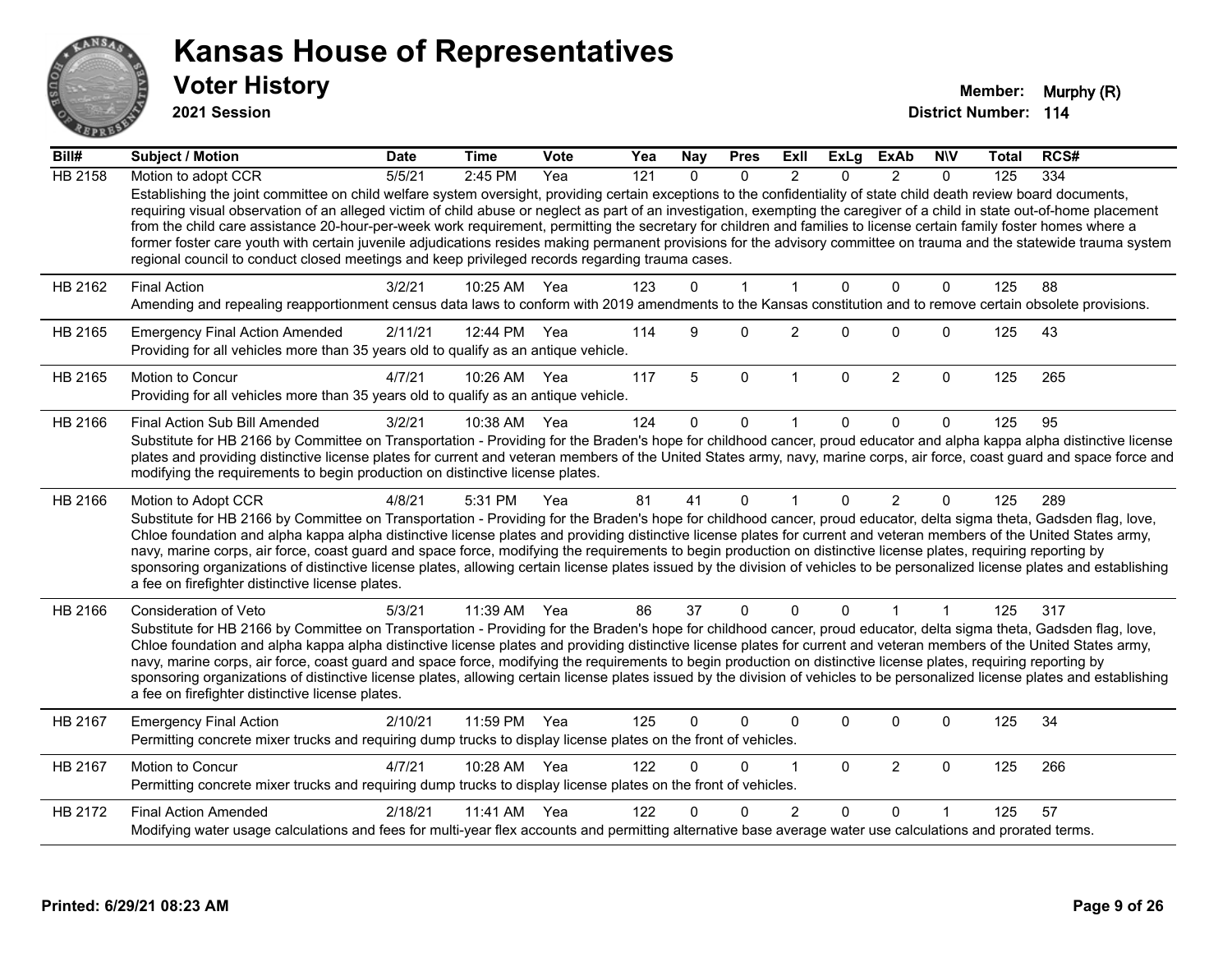# Kansas House of Representatives

## Voter History

**2021 Session**

**Member:** Murphy (R)
**District Number:** 114

| Bill# | Subject / Motion | Date | Time | Vote | Yea | Nay | Pres | ExII | ExLg | ExAb | N\V | Total | RCS# |
|---|---|---|---|---|---|---|---|---|---|---|---|---|---|
| HB 2158 | Motion to adopt CCR | 5/5/21 | 2:45 PM | Yea | 121 | 0 | 0 | 2 | 0 | 2 | 0 | 125 | 334 |
| | Establishing the joint committee on child welfare system oversight, providing certain exceptions to the confidentiality of state child death review board documents, requiring visual observation of an alleged victim of child abuse or neglect as part of an investigation, exempting the caregiver of a child in state out-of-home placement from the child care assistance 20-hour-per-week work requirement, permitting the secretary for children and families to license certain family foster homes where a former foster care youth with certain juvenile adjudications resides making permanent provisions for the advisory committee on trauma and the statewide trauma system regional council to conduct closed meetings and keep privileged records regarding trauma cases. | | | | | | | | | | | | |
| HB 2162 | Final Action | 3/2/21 | 10:25 AM | Yea | 123 | 0 | 1 | 1 | 0 | 0 | 0 | 125 | 88 |
| | Amending and repealing reapportionment census data laws to conform with 2019 amendments to the Kansas constitution and to remove certain obsolete provisions. | | | | | | | | | | | | |
| HB 2165 | Emergency Final Action Amended | 2/11/21 | 12:44 PM | Yea | 114 | 9 | 0 | 2 | 0 | 0 | 0 | 125 | 43 |
| | Providing for all vehicles more than 35 years old to qualify as an antique vehicle. | | | | | | | | | | | | |
| HB 2165 | Motion to Concur | 4/7/21 | 10:26 AM | Yea | 117 | 5 | 0 | 1 | 0 | 2 | 0 | 125 | 265 |
| | Providing for all vehicles more than 35 years old to qualify as an antique vehicle. | | | | | | | | | | | | |
| HB 2166 | Final Action Sub Bill Amended | 3/2/21 | 10:38 AM | Yea | 124 | 0 | 0 | 1 | 0 | 0 | 0 | 125 | 95 |
| | Substitute for HB 2166 by Committee on Transportation - Providing for the Braden's hope for childhood cancer, proud educator and alpha kappa alpha distinctive license plates and providing distinctive license plates for current and veteran members of the United States army, navy, marine corps, air force, coast guard and space force and modifying the requirements to begin production on distinctive license plates. | | | | | | | | | | | | |
| HB 2166 | Motion to Adopt CCR | 4/8/21 | 5:31 PM | Yea | 81 | 41 | 0 | 1 | 0 | 2 | 0 | 125 | 289 |
| | Substitute for HB 2166 by Committee on Transportation - Providing for the Braden's hope for childhood cancer, proud educator, delta sigma theta, Gadsden flag, love, Chloe foundation and alpha kappa alpha distinctive license plates and providing distinctive license plates for current and veteran members of the United States army, navy, marine corps, air force, coast guard and space force, modifying the requirements to begin production on distinctive license plates, requiring reporting by sponsoring organizations of distinctive license plates, allowing certain license plates issued by the division of vehicles to be personalized license plates and establishing a fee on firefighter distinctive license plates. | | | | | | | | | | | | |
| HB 2166 | Consideration of Veto | 5/3/21 | 11:39 AM | Yea | 86 | 37 | 0 | 0 | 0 | 1 | 1 | 125 | 317 |
| | Substitute for HB 2166 by Committee on Transportation - Providing for the Braden's hope for childhood cancer, proud educator, delta sigma theta, Gadsden flag, love, Chloe foundation and alpha kappa alpha distinctive license plates and providing distinctive license plates for current and veteran members of the United States army, navy, marine corps, air force, coast guard and space force, modifying the requirements to begin production on distinctive license plates, requiring reporting by sponsoring organizations of distinctive license plates, allowing certain license plates issued by the division of vehicles to be personalized license plates and establishing a fee on firefighter distinctive license plates. | | | | | | | | | | | | |
| HB 2167 | Emergency Final Action | 2/10/21 | 11:59 PM | Yea | 125 | 0 | 0 | 0 | 0 | 0 | 0 | 125 | 34 |
| | Permitting concrete mixer trucks and requiring dump trucks to display license plates on the front of vehicles. | | | | | | | | | | | | |
| HB 2167 | Motion to Concur | 4/7/21 | 10:28 AM | Yea | 122 | 0 | 0 | 1 | 0 | 2 | 0 | 125 | 266 |
| | Permitting concrete mixer trucks and requiring dump trucks to display license plates on the front of vehicles. | | | | | | | | | | | | |
| HB 2172 | Final Action Amended | 2/18/21 | 11:41 AM | Yea | 122 | 0 | 0 | 2 | 0 | 0 | 1 | 125 | 57 |
| | Modifying water usage calculations and fees for multi-year flex accounts and permitting alternative base average water use calculations and prorated terms. | | | | | | | | | | | | |

**Printed: 6/29/21 08:23 AM**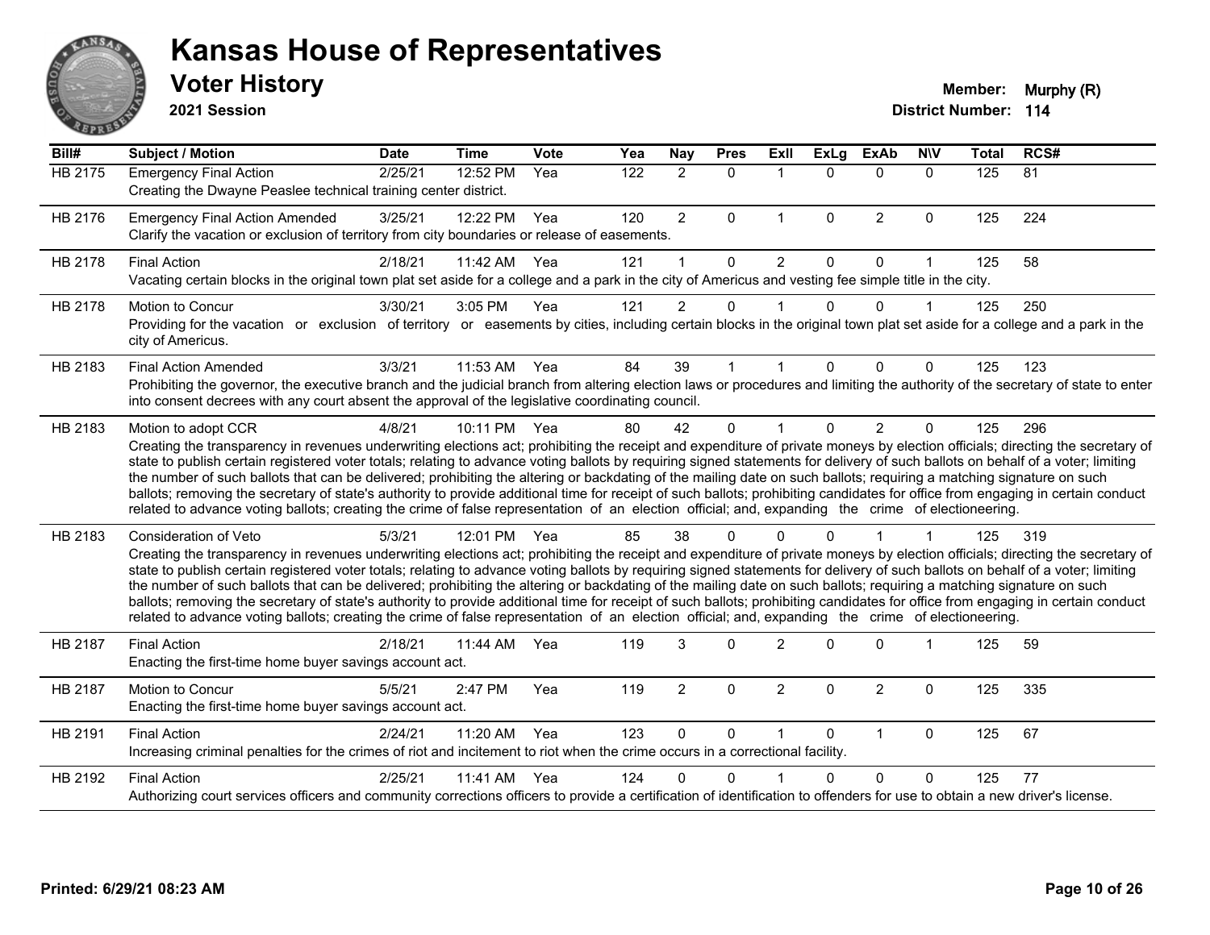# Kansas House of Representatives

## Voter History

**2021 Session**

**Member:** Murphy (R)
**District Number:** 114

| Bill# | Subject / Motion | Date | Time | Vote | Yea | Nay | Pres | ExIl | ExLg | ExAb | N\V | Total | RCS# |
|---|---|---|---|---|---|---|---|---|---|---|---|---|---|
| HB 2175 | Emergency Final Action | 2/25/21 | 12:52 PM | Yea | 122 | 2 | 0 | 1 | 0 | 0 | 0 | 125 | 81 |
| | Creating the Dwayne Peaslee technical training center district. | | | | | | | | | | | | |
| HB 2176 | Emergency Final Action Amended | 3/25/21 | 12:22 PM | Yea | 120 | 2 | 0 | 1 | 0 | 2 | 0 | 125 | 224 |
| | Clarify the vacation or exclusion of territory from city boundaries or release of easements. | | | | | | | | | | | | |
| HB 2178 | Final Action | 2/18/21 | 11:42 AM | Yea | 121 | 1 | 0 | 2 | 0 | 0 | 1 | 125 | 58 |
| | Vacating certain blocks in the original town plat set aside for a college and a park in the city of Americus and vesting fee simple title in the city. | | | | | | | | | | | | |
| HB 2178 | Motion to Concur | 3/30/21 | 3:05 PM | Yea | 121 | 2 | 0 | 1 | 0 | 0 | 1 | 125 | 250 |
| | Providing for the vacation or exclusion of territory or easements by cities, including certain blocks in the original town plat set aside for a college and a park in the city of Americus. | | | | | | | | | | | | |
| HB 2183 | Final Action Amended | 3/3/21 | 11:53 AM | Yea | 84 | 39 | 1 | 1 | 0 | 0 | 0 | 125 | 123 |
| | Prohibiting the governor, the executive branch and the judicial branch from altering election laws or procedures and limiting the authority of the secretary of state to enter into consent decrees with any court absent the approval of the legislative coordinating council. | | | | | | | | | | | | |
| HB 2183 | Motion to adopt CCR | 4/8/21 | 10:11 PM | Yea | 80 | 42 | 0 | 1 | 0 | 2 | 0 | 125 | 296 |
| | Creating the transparency in revenues underwriting elections act; prohibiting the receipt and expenditure of private moneys by election officials; directing the secretary of state to publish certain registered voter totals; relating to advance voting ballots by requiring signed statements for delivery of such ballots on behalf of a voter; limiting the number of such ballots that can be delivered; prohibiting the altering or backdating of the mailing date on such ballots; requiring a matching signature on such ballots; removing the secretary of state's authority to provide additional time for receipt of such ballots; prohibiting candidates for office from engaging in certain conduct related to advance voting ballots; creating the crime of false representation of an election official; and, expanding the crime of electioneering. | | | | | | | | | | | | |
| HB 2183 | Consideration of Veto | 5/3/21 | 12:01 PM | Yea | 85 | 38 | 0 | 0 | 0 | 1 | 1 | 125 | 319 |
| | Creating the transparency in revenues underwriting elections act; prohibiting the receipt and expenditure of private moneys by election officials; directing the secretary of state to publish certain registered voter totals; relating to advance voting ballots by requiring signed statements for delivery of such ballots on behalf of a voter; limiting the number of such ballots that can be delivered; prohibiting the altering or backdating of the mailing date on such ballots; requiring a matching signature on such ballots; removing the secretary of state's authority to provide additional time for receipt of such ballots; prohibiting candidates for office from engaging in certain conduct related to advance voting ballots; creating the crime of false representation of an election official; and, expanding the crime of electioneering. | | | | | | | | | | | | |
| HB 2187 | Final Action | 2/18/21 | 11:44 AM | Yea | 119 | 3 | 0 | 2 | 0 | 0 | 1 | 125 | 59 |
| | Enacting the first-time home buyer savings account act. | | | | | | | | | | | | |
| HB 2187 | Motion to Concur | 5/5/21 | 2:47 PM | Yea | 119 | 2 | 0 | 2 | 0 | 2 | 0 | 125 | 335 |
| | Enacting the first-time home buyer savings account act. | | | | | | | | | | | | |
| HB 2191 | Final Action | 2/24/21 | 11:20 AM | Yea | 123 | 0 | 0 | 1 | 0 | 1 | 0 | 125 | 67 |
| | Increasing criminal penalties for the crimes of riot and incitement to riot when the crime occurs in a correctional facility. | | | | | | | | | | | | |
| HB 2192 | Final Action | 2/25/21 | 11:41 AM | Yea | 124 | 0 | 0 | 1 | 0 | 0 | 0 | 125 | 77 |
| | Authorizing court services officers and community corrections officers to provide a certification of identification to offenders for use to obtain a new driver's license. | | | | | | | | | | | | |

Printed: 6/29/21 08:23 AM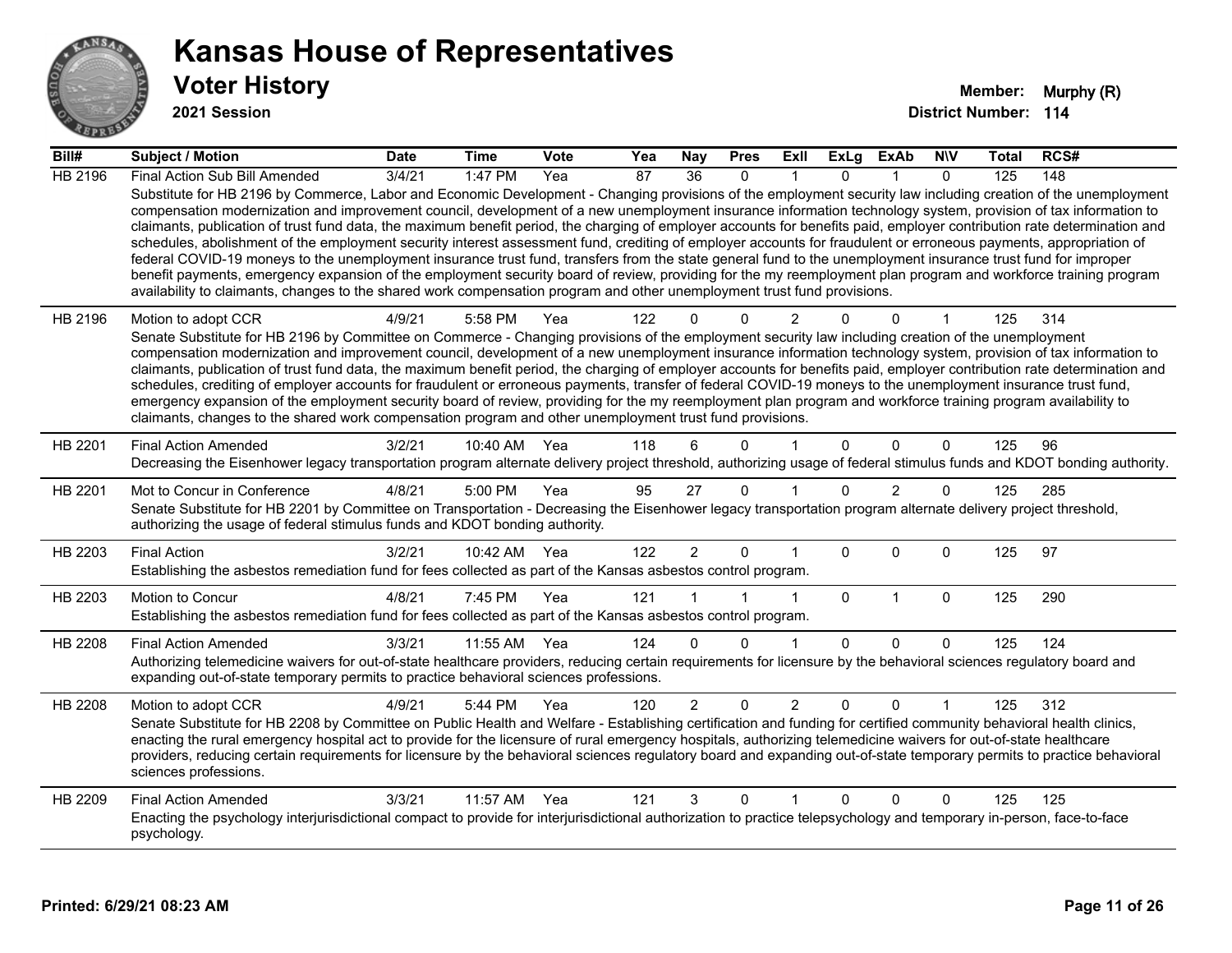# Kansas House of Representatives

## Voter History

**2021 Session**

**Member:** Murphy (R)
**District Number:** 114

| Bill# | Subject / Motion | Date | Time | Vote | Yea | Nay | Pres | ExII | ExLg | ExAb | N\V | Total | RCS# |
|---|---|---|---|---|---|---|---|---|---|---|---|---|---|
| HB 2196 | Final Action Sub Bill Amended | 3/4/21 | 1:47 PM | Yea | 87 | 36 | 0 | 1 | 0 | 1 | 0 | 125 | 148 |
| | Substitute for HB 2196 by Commerce, Labor and Economic Development - Changing provisions of the employment security law including creation of the unemployment compensation modernization and improvement council, development of a new unemployment insurance information technology system, provision of tax information to claimants, publication of trust fund data, the maximum benefit period, the charging of employer accounts for benefits paid, employer contribution rate determination and schedules, abolishment of the employment security interest assessment fund, crediting of employer accounts for fraudulent or erroneous payments, appropriation of federal COVID-19 moneys to the unemployment insurance trust fund, transfers from the state general fund to the unemployment insurance trust fund for improper benefit payments, emergency expansion of the employment security board of review, providing for the my reemployment plan program and workforce training program availability to claimants, changes to the shared work compensation program and other unemployment trust fund provisions. | | | | | | | | | | | | |
| HB 2196 | Motion to adopt CCR | 4/9/21 | 5:58 PM | Yea | 122 | 0 | 0 | 2 | 0 | 0 | 1 | 125 | 314 |
| | Senate Substitute for HB 2196 by Committee on Commerce - Changing provisions of the employment security law including creation of the unemployment compensation modernization and improvement council, development of a new unemployment insurance information technology system, provision of tax information to claimants, publication of trust fund data, the maximum benefit period, the charging of employer accounts for benefits paid, employer contribution rate determination and schedules, crediting of employer accounts for fraudulent or erroneous payments, transfer of federal COVID-19 moneys to the unemployment insurance trust fund, emergency expansion of the employment security board of review, providing for the my reemployment plan program and workforce training program availability to claimants, changes to the shared work compensation program and other unemployment trust fund provisions. | | | | | | | | | | | | |
| HB 2201 | Final Action Amended | 3/2/21 | 10:40 AM | Yea | 118 | 6 | 0 | 1 | 0 | 0 | 0 | 125 | 96 |
| | Decreasing the Eisenhower legacy transportation program alternate delivery project threshold, authorizing usage of federal stimulus funds and KDOT bonding authority. | | | | | | | | | | | | |
| HB 2201 | Mot to Concur in Conference | 4/8/21 | 5:00 PM | Yea | 95 | 27 | 0 | 1 | 0 | 2 | 0 | 125 | 285 |
| | Senate Substitute for HB 2201 by Committee on Transportation - Decreasing the Eisenhower legacy transportation program alternate delivery project threshold, authorizing the usage of federal stimulus funds and KDOT bonding authority. | | | | | | | | | | | | |
| HB 2203 | Final Action | 3/2/21 | 10:42 AM | Yea | 122 | 2 | 0 | 1 | 0 | 0 | 0 | 125 | 97 |
| | Establishing the asbestos remediation fund for fees collected as part of the Kansas asbestos control program. | | | | | | | | | | | | |
| HB 2203 | Motion to Concur | 4/8/21 | 7:45 PM | Yea | 121 | 1 | 1 | 1 | 0 | 1 | 0 | 125 | 290 |
| | Establishing the asbestos remediation fund for fees collected as part of the Kansas asbestos control program. | | | | | | | | | | | | |
| HB 2208 | Final Action Amended | 3/3/21 | 11:55 AM | Yea | 124 | 0 | 0 | 1 | 0 | 0 | 0 | 125 | 124 |
| | Authorizing telemedicine waivers for out-of-state healthcare providers, reducing certain requirements for licensure by the behavioral sciences regulatory board and expanding out-of-state temporary permits to practice behavioral sciences professions. | | | | | | | | | | | | |
| HB 2208 | Motion to adopt CCR | 4/9/21 | 5:44 PM | Yea | 120 | 2 | 0 | 2 | 0 | 0 | 1 | 125 | 312 |
| | Senate Substitute for HB 2208 by Committee on Public Health and Welfare - Establishing certification and funding for certified community behavioral health clinics, enacting the rural emergency hospital act to provide for the licensure of rural emergency hospitals, authorizing telemedicine waivers for out-of-state healthcare providers, reducing certain requirements for licensure by the behavioral sciences regulatory board and expanding out-of-state temporary permits to practice behavioral sciences professions. | | | | | | | | | | | | |
| HB 2209 | Final Action Amended | 3/3/21 | 11:57 AM | Yea | 121 | 3 | 0 | 1 | 0 | 0 | 0 | 125 | 125 |
| | Enacting the psychology interjurisdictional compact to provide for interjurisdictional authorization to practice telepsychology and temporary in-person, face-to-face psychology. | | | | | | | | | | | | |

**Printed: 6/29/21 08:23 AM**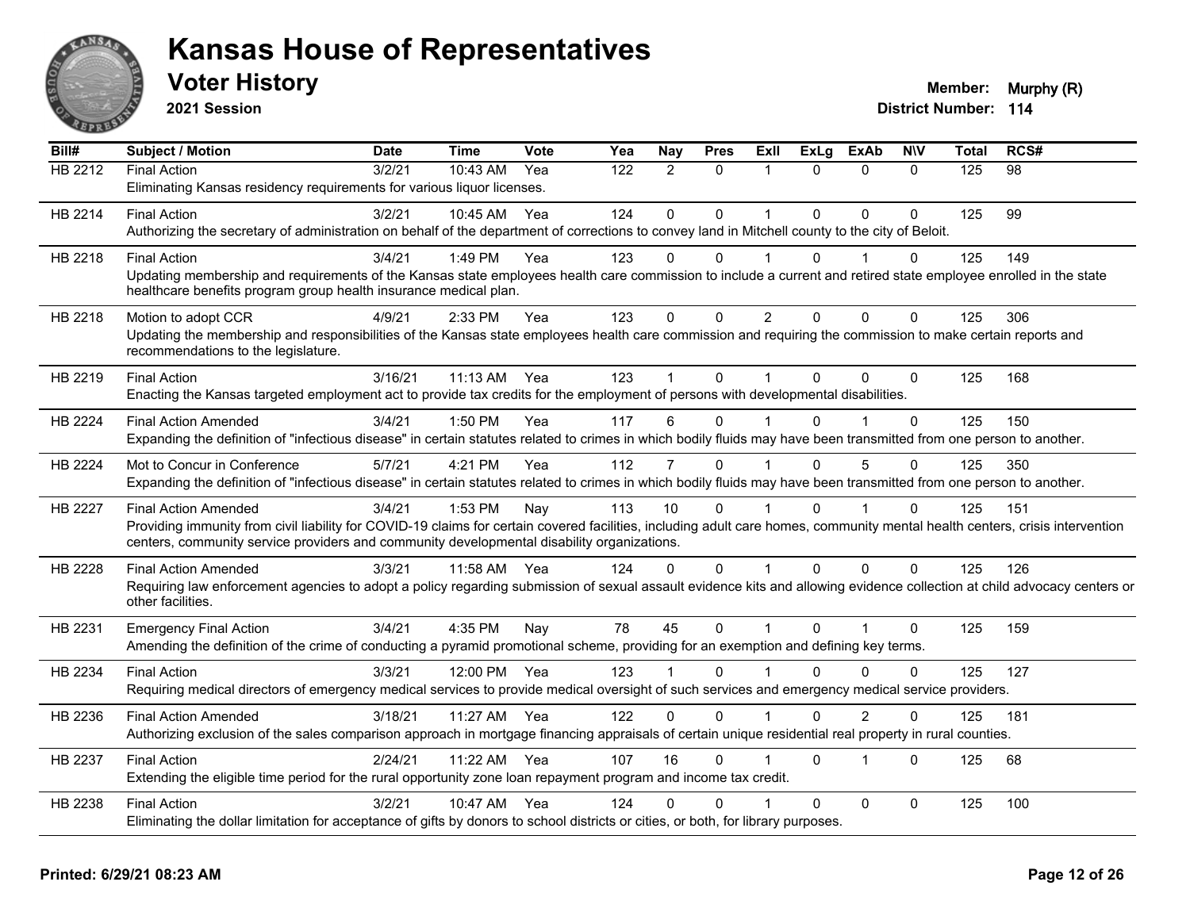# Kansas House of Representatives

## Voter History

**2021 Session**

**Member:** Murphy (R)
**District Number:** 114

| Bill# | Subject / Motion | Date | Time | Vote | Yea | Nay | Pres | ExII | ExLg | ExAb | N\V | Total | RCS# |
|---|---|---|---|---|---|---|---|---|---|---|---|---|---|
| HB 2212 | Final Action | 3/2/21 | 10:43 AM | Yea | 122 | 2 | 0 | 1 | 0 | 0 | 0 | 125 | 98 |
| | Eliminating Kansas residency requirements for various liquor licenses. | | | | | | | | | | | | |
| HB 2214 | Final Action | 3/2/21 | 10:45 AM | Yea | 124 | 0 | 0 | 1 | 0 | 0 | 0 | 125 | 99 |
| | Authorizing the secretary of administration on behalf of the department of corrections to convey land in Mitchell county to the city of Beloit. | | | | | | | | | | | | |
| HB 2218 | Final Action | 3/4/21 | 1:49 PM | Yea | 123 | 0 | 0 | 1 | 0 | 1 | 0 | 125 | 149 |
| | Updating membership and requirements of the Kansas state employees health care commission to include a current and retired state employee enrolled in the state healthcare benefits program group health insurance medical plan. | | | | | | | | | | | | |
| HB 2218 | Motion to adopt CCR | 4/9/21 | 2:33 PM | Yea | 123 | 0 | 0 | 2 | 0 | 0 | 0 | 125 | 306 |
| | Updating the membership and responsibilities of the Kansas state employees health care commission and requiring the commission to make certain reports and recommendations to the legislature. | | | | | | | | | | | | |
| HB 2219 | Final Action | 3/16/21 | 11:13 AM | Yea | 123 | 1 | 0 | 1 | 0 | 0 | 0 | 125 | 168 |
| | Enacting the Kansas targeted employment act to provide tax credits for the employment of persons with developmental disabilities. | | | | | | | | | | | | |
| HB 2224 | Final Action Amended | 3/4/21 | 1:50 PM | Yea | 117 | 6 | 0 | 1 | 0 | 1 | 0 | 125 | 150 |
| | Expanding the definition of "infectious disease" in certain statutes related to crimes in which bodily fluids may have been transmitted from one person to another. | | | | | | | | | | | | |
| HB 2224 | Mot to Concur in Conference | 5/7/21 | 4:21 PM | Yea | 112 | 7 | 0 | 1 | 0 | 5 | 0 | 125 | 350 |
| | Expanding the definition of "infectious disease" in certain statutes related to crimes in which bodily fluids may have been transmitted from one person to another. | | | | | | | | | | | | |
| HB 2227 | Final Action Amended | 3/4/21 | 1:53 PM | Nay | 113 | 10 | 0 | 1 | 0 | 1 | 0 | 125 | 151 |
| | Providing immunity from civil liability for COVID-19 claims for certain covered facilities, including adult care homes, community mental health centers, crisis intervention centers, community service providers and community developmental disability organizations. | | | | | | | | | | | | |
| HB 2228 | Final Action Amended | 3/3/21 | 11:58 AM | Yea | 124 | 0 | 0 | 1 | 0 | 0 | 0 | 125 | 126 |
| | Requiring law enforcement agencies to adopt a policy regarding submission of sexual assault evidence kits and allowing evidence collection at child advocacy centers or other facilities. | | | | | | | | | | | | |
| HB 2231 | Emergency Final Action | 3/4/21 | 4:35 PM | Nay | 78 | 45 | 0 | 1 | 0 | 1 | 0 | 125 | 159 |
| | Amending the definition of the crime of conducting a pyramid promotional scheme, providing for an exemption and defining key terms. | | | | | | | | | | | | |
| HB 2234 | Final Action | 3/3/21 | 12:00 PM | Yea | 123 | 1 | 0 | 1 | 0 | 0 | 0 | 125 | 127 |
| | Requiring medical directors of emergency medical services to provide medical oversight of such services and emergency medical service providers. | | | | | | | | | | | | |
| HB 2236 | Final Action Amended | 3/18/21 | 11:27 AM | Yea | 122 | 0 | 0 | 1 | 0 | 2 | 0 | 125 | 181 |
| | Authorizing exclusion of the sales comparison approach in mortgage financing appraisals of certain unique residential real property in rural counties. | | | | | | | | | | | | |
| HB 2237 | Final Action | 2/24/21 | 11:22 AM | Yea | 107 | 16 | 0 | 1 | 0 | 1 | 0 | 125 | 68 |
| | Extending the eligible time period for the rural opportunity zone loan repayment program and income tax credit. | | | | | | | | | | | | |
| HB 2238 | Final Action | 3/2/21 | 10:47 AM | Yea | 124 | 0 | 0 | 1 | 0 | 0 | 0 | 125 | 100 |
| | Eliminating the dollar limitation for acceptance of gifts by donors to school districts or cities, or both, for library purposes. | | | | | | | | | | | | |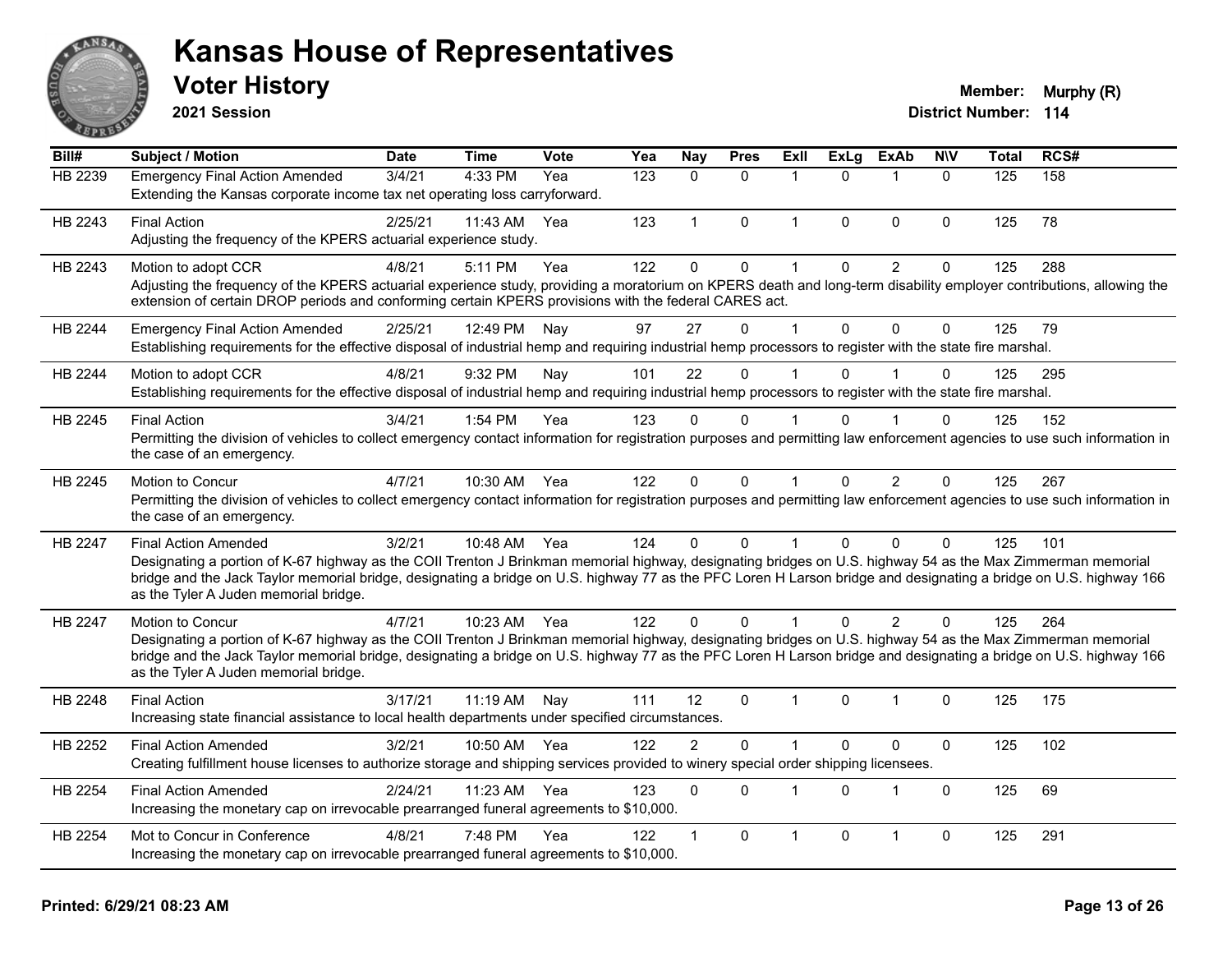# Kansas House of Representatives

## Voter History

**2021 Session**

**Member:** Murphy (R)
**District Number:** 114

| Bill# | Subject / Motion | Date | Time | Vote | Yea | Nay | Pres | ExII | ExLg | ExAb | N\V | Total | RCS# |
|---|---|---|---|---|---|---|---|---|---|---|---|---|---|
| HB 2239 | Emergency Final Action Amended | 3/4/21 | 4:33 PM | Yea | 123 | 0 | 0 | 1 | 0 | 1 | 0 | 125 | 158 |
| | Extending the Kansas corporate income tax net operating loss carryforward. | | | | | | | | | | | | |
| HB 2243 | Final Action | 2/25/21 | 11:43 AM | Yea | 123 | 1 | 0 | 1 | 0 | 0 | 0 | 125 | 78 |
| | Adjusting the frequency of the KPERS actuarial experience study. | | | | | | | | | | | | |
| HB 2243 | Motion to adopt CCR | 4/8/21 | 5:11 PM | Yea | 122 | 0 | 0 | 1 | 0 | 2 | 0 | 125 | 288 |
| | Adjusting the frequency of the KPERS actuarial experience study, providing a moratorium on KPERS death and long-term disability employer contributions, allowing the extension of certain DROP periods and conforming certain KPERS provisions with the federal CARES act. | | | | | | | | | | | | |
| HB 2244 | Emergency Final Action Amended | 2/25/21 | 12:49 PM | Nay | 97 | 27 | 0 | 1 | 0 | 0 | 0 | 125 | 79 |
| | Establishing requirements for the effective disposal of industrial hemp and requiring industrial hemp processors to register with the state fire marshal. | | | | | | | | | | | | |
| HB 2244 | Motion to adopt CCR | 4/8/21 | 9:32 PM | Nay | 101 | 22 | 0 | 1 | 0 | 1 | 0 | 125 | 295 |
| | Establishing requirements for the effective disposal of industrial hemp and requiring industrial hemp processors to register with the state fire marshal. | | | | | | | | | | | | |
| HB 2245 | Final Action | 3/4/21 | 1:54 PM | Yea | 123 | 0 | 0 | 1 | 0 | 1 | 0 | 125 | 152 |
| | Permitting the division of vehicles to collect emergency contact information for registration purposes and permitting law enforcement agencies to use such information in the case of an emergency. | | | | | | | | | | | | |
| HB 2245 | Motion to Concur | 4/7/21 | 10:30 AM | Yea | 122 | 0 | 0 | 1 | 0 | 2 | 0 | 125 | 267 |
| | Permitting the division of vehicles to collect emergency contact information for registration purposes and permitting law enforcement agencies to use such information in the case of an emergency. | | | | | | | | | | | | |
| HB 2247 | Final Action Amended | 3/2/21 | 10:48 AM | Yea | 124 | 0 | 0 | 1 | 0 | 0 | 0 | 125 | 101 |
| | Designating a portion of K-67 highway as the COII Trenton J Brinkman memorial highway, designating bridges on U.S. highway 54 as the Max Zimmerman memorial bridge and the Jack Taylor memorial bridge, designating a bridge on U.S. highway 77 as the PFC Loren H Larson bridge and designating a bridge on U.S. highway 166 as the Tyler A Juden memorial bridge. | | | | | | | | | | | | |
| HB 2247 | Motion to Concur | 4/7/21 | 10:23 AM | Yea | 122 | 0 | 0 | 1 | 0 | 2 | 0 | 125 | 264 |
| | Designating a portion of K-67 highway as the COII Trenton J Brinkman memorial highway, designating bridges on U.S. highway 54 as the Max Zimmerman memorial bridge and the Jack Taylor memorial bridge, designating a bridge on U.S. highway 77 as the PFC Loren H Larson bridge and designating a bridge on U.S. highway 166 as the Tyler A Juden memorial bridge. | | | | | | | | | | | | |
| HB 2248 | Final Action | 3/17/21 | 11:19 AM | Nay | 111 | 12 | 0 | 1 | 0 | 1 | 0 | 125 | 175 |
| | Increasing state financial assistance to local health departments under specified circumstances. | | | | | | | | | | | | |
| HB 2252 | Final Action Amended | 3/2/21 | 10:50 AM | Yea | 122 | 2 | 0 | 1 | 0 | 0 | 0 | 125 | 102 |
| | Creating fulfillment house licenses to authorize storage and shipping services provided to winery special order shipping licensees. | | | | | | | | | | | | |
| HB 2254 | Final Action Amended | 2/24/21 | 11:23 AM | Yea | 123 | 0 | 0 | 1 | 0 | 1 | 0 | 125 | 69 |
| | Increasing the monetary cap on irrevocable prearranged funeral agreements to $10,000. | | | | | | | | | | | | |
| HB 2254 | Mot to Concur in Conference | 4/8/21 | 7:48 PM | Yea | 122 | 1 | 0 | 1 | 0 | 1 | 0 | 125 | 291 |
| | Increasing the monetary cap on irrevocable prearranged funeral agreements to $10,000. | | | | | | | | | | | | |

**Printed: 6/29/21 08:23 AM**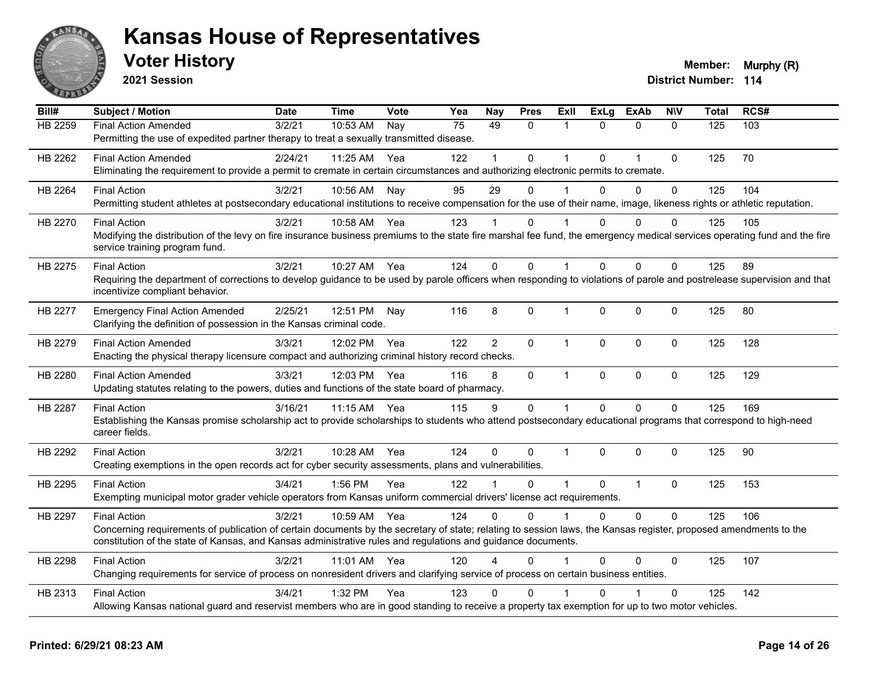# Kansas House of Representatives

## Voter History

**2021 Session**

**Member:** Murphy (R)
**District Number:** 114

| Bill# | Subject / Motion | Date | Time | Vote | Yea | Nay | Pres | ExII | ExLg | ExAb | N\V | Total | RCS# |
|---|---|---|---|---|---|---|---|---|---|---|---|---|---|
| HB 2259 | Final Action Amended | 3/2/21 | 10:53 AM | Nay | 75 | 49 | 0 | 1 | 0 | 0 | 0 | 125 | 103 |
| | Permitting the use of expedited partner therapy to treat a sexually transmitted disease. | | | | | | | | | | | | |
| HB 2262 | Final Action Amended | 2/24/21 | 11:25 AM | Yea | 122 | 1 | 0 | 1 | 0 | 1 | 0 | 125 | 70 |
| | Eliminating the requirement to provide a permit to cremate in certain circumstances and authorizing electronic permits to cremate. | | | | | | | | | | | | |
| HB 2264 | Final Action | 3/2/21 | 10:56 AM | Nay | 95 | 29 | 0 | 1 | 0 | 0 | 0 | 125 | 104 |
| | Permitting student athletes at postsecondary educational institutions to receive compensation for the use of their name, image, likeness rights or athletic reputation. | | | | | | | | | | | | |
| HB 2270 | Final Action | 3/2/21 | 10:58 AM | Yea | 123 | 1 | 0 | 1 | 0 | 0 | 0 | 125 | 105 |
| | Modifying the distribution of the levy on fire insurance business premiums to the state fire marshal fee fund, the emergency medical services operating fund and the fire service training program fund. | | | | | | | | | | | | |
| HB 2275 | Final Action | 3/2/21 | 10:27 AM | Yea | 124 | 0 | 0 | 1 | 0 | 0 | 0 | 125 | 89 |
| | Requiring the department of corrections to develop guidance to be used by parole officers when responding to violations of parole and postrelease supervision and that incentivize compliant behavior. | | | | | | | | | | | | |
| HB 2277 | Emergency Final Action Amended | 2/25/21 | 12:51 PM | Nay | 116 | 8 | 0 | 1 | 0 | 0 | 0 | 125 | 80 |
| | Clarifying the definition of possession in the Kansas criminal code. | | | | | | | | | | | | |
| HB 2279 | Final Action Amended | 3/3/21 | 12:02 PM | Yea | 122 | 2 | 0 | 1 | 0 | 0 | 0 | 125 | 128 |
| | Enacting the physical therapy licensure compact and authorizing criminal history record checks. | | | | | | | | | | | | |
| HB 2280 | Final Action Amended | 3/3/21 | 12:03 PM | Yea | 116 | 8 | 0 | 1 | 0 | 0 | 0 | 125 | 129 |
| | Updating statutes relating to the powers, duties and functions of the state board of pharmacy. | | | | | | | | | | | | |
| HB 2287 | Final Action | 3/16/21 | 11:15 AM | Yea | 115 | 9 | 0 | 1 | 0 | 0 | 0 | 125 | 169 |
| | Establishing the Kansas promise scholarship act to provide scholarships to students who attend postsecondary educational programs that correspond to high-need career fields. | | | | | | | | | | | | |
| HB 2292 | Final Action | 3/2/21 | 10:28 AM | Yea | 124 | 0 | 0 | 1 | 0 | 0 | 0 | 125 | 90 |
| | Creating exemptions in the open records act for cyber security assessments, plans and vulnerabilities. | | | | | | | | | | | | |
| HB 2295 | Final Action | 3/4/21 | 1:56 PM | Yea | 122 | 1 | 0 | 1 | 0 | 1 | 0 | 125 | 153 |
| | Exempting municipal motor grader vehicle operators from Kansas uniform commercial drivers' license act requirements. | | | | | | | | | | | | |
| HB 2297 | Final Action | 3/2/21 | 10:59 AM | Yea | 124 | 0 | 0 | 1 | 0 | 0 | 0 | 125 | 106 |
| | Concerning requirements of publication of certain documents by the secretary of state; relating to session laws, the Kansas register, proposed amendments to the constitution of the state of Kansas, and Kansas administrative rules and regulations and guidance documents. | | | | | | | | | | | | |
| HB 2298 | Final Action | 3/2/21 | 11:01 AM | Yea | 120 | 4 | 0 | 1 | 0 | 0 | 0 | 125 | 107 |
| | Changing requirements for service of process on nonresident drivers and clarifying service of process on certain business entities. | | | | | | | | | | | | |
| HB 2313 | Final Action | 3/4/21 | 1:32 PM | Yea | 123 | 0 | 0 | 1 | 0 | 1 | 0 | 125 | 142 |
| | Allowing Kansas national guard and reservist members who are in good standing to receive a property tax exemption for up to two motor vehicles. | | | | | | | | | | | | |

**Printed: 6/29/21 08:23 AM**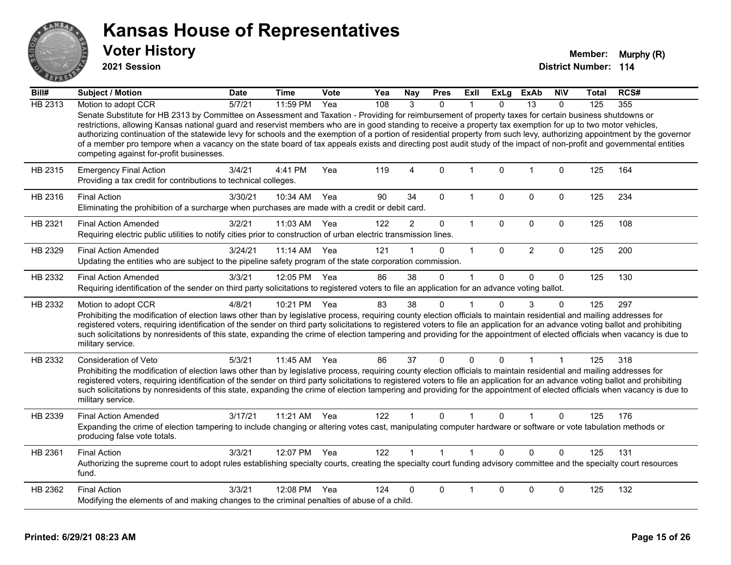# Kansas House of Representatives

## Voter History

**2021 Session**

**Member:** Murphy (R)
**District Number:** 114

| Bill# | Subject / Motion | Date | Time | Vote | Yea | Nay | Pres | ExII | ExLg | ExAb | N\V | Total | RCS# |
|---|---|---|---|---|---|---|---|---|---|---|---|---|---|
| HB 2313 | Motion to adopt CCR | 5/7/21 | 11:59 PM | Yea | 108 | 3 | 0 | 1 | 0 | 13 | 0 | 125 | 355 |
| | Senate Substitute for HB 2313 by Committee on Assessment and Taxation - Providing for reimbursement of property taxes for certain business shutdowns or restrictions, allowing Kansas national guard and reservist members who are in good standing to receive a property tax exemption for up to two motor vehicles, authorizing continuation of the statewide levy for schools and the exemption of a portion of residential property from such levy, authorizing appointment by the governor of a member pro tempore when a vacancy on the state board of tax appeals exists and directing post audit study of the impact of non-profit and governmental entities competing against for-profit businesses. | | | | | | | | | | | | |
| HB 2315 | Emergency Final Action | 3/4/21 | 4:41 PM | Yea | 119 | 4 | 0 | 1 | 0 | 1 | 0 | 125 | 164 |
| | Providing a tax credit for contributions to technical colleges. | | | | | | | | | | | | |
| HB 2316 | Final Action | 3/30/21 | 10:34 AM | Yea | 90 | 34 | 0 | 1 | 0 | 0 | 0 | 125 | 234 |
| | Eliminating the prohibition of a surcharge when purchases are made with a credit or debit card. | | | | | | | | | | | | |
| HB 2321 | Final Action Amended | 3/2/21 | 11:03 AM | Yea | 122 | 2 | 0 | 1 | 0 | 0 | 0 | 125 | 108 |
| | Requiring electric public utilities to notify cities prior to construction of urban electric transmission lines. | | | | | | | | | | | | |
| HB 2329 | Final Action Amended | 3/24/21 | 11:14 AM | Yea | 121 | 1 | 0 | 1 | 0 | 2 | 0 | 125 | 200 |
| | Updating the entities who are subject to the pipeline safety program of the state corporation commission. | | | | | | | | | | | | |
| HB 2332 | Final Action Amended | 3/3/21 | 12:05 PM | Yea | 86 | 38 | 0 | 1 | 0 | 0 | 0 | 125 | 130 |
| | Requiring identification of the sender on third party solicitations to registered voters to file an application for an advance voting ballot. | | | | | | | | | | | | |
| HB 2332 | Motion to adopt CCR | 4/8/21 | 10:21 PM | Yea | 83 | 38 | 0 | 1 | 0 | 3 | 0 | 125 | 297 |
| | Prohibiting the modification of election laws other than by legislative process, requiring county election officials to maintain residential and mailing addresses for registered voters, requiring identification of the sender on third party solicitations to registered voters to file an application for an advance voting ballot and prohibiting such solicitations by nonresidents of this state, expanding the crime of election tampering and providing for the appointment of elected officials when vacancy is due to military service. | | | | | | | | | | | | |
| HB 2332 | Consideration of Veto | 5/3/21 | 11:45 AM | Yea | 86 | 37 | 0 | 0 | 0 | 1 | 1 | 125 | 318 |
| | Prohibiting the modification of election laws other than by legislative process, requiring county election officials to maintain residential and mailing addresses for registered voters, requiring identification of the sender on third party solicitations to registered voters to file an application for an advance voting ballot and prohibiting such solicitations by nonresidents of this state, expanding the crime of election tampering and providing for the appointment of elected officials when vacancy is due to military service. | | | | | | | | | | | | |
| HB 2339 | Final Action Amended | 3/17/21 | 11:21 AM | Yea | 122 | 1 | 0 | 1 | 0 | 1 | 0 | 125 | 176 |
| | Expanding the crime of election tampering to include changing or altering votes cast, manipulating computer hardware or software or vote tabulation methods or producing false vote totals. | | | | | | | | | | | | |
| HB 2361 | Final Action | 3/3/21 | 12:07 PM | Yea | 122 | 1 | 1 | 1 | 0 | 0 | 0 | 125 | 131 |
| | Authorizing the supreme court to adopt rules establishing specialty courts, creating the specialty court funding advisory committee and the specialty court resources fund. | | | | | | | | | | | | |
| HB 2362 | Final Action | 3/3/21 | 12:08 PM | Yea | 124 | 0 | 0 | 1 | 0 | 0 | 0 | 125 | 132 |
| | Modifying the elements of and making changes to the criminal penalties of abuse of a child. | | | | | | | | | | | | |

**Printed: 6/29/21 08:23 AM**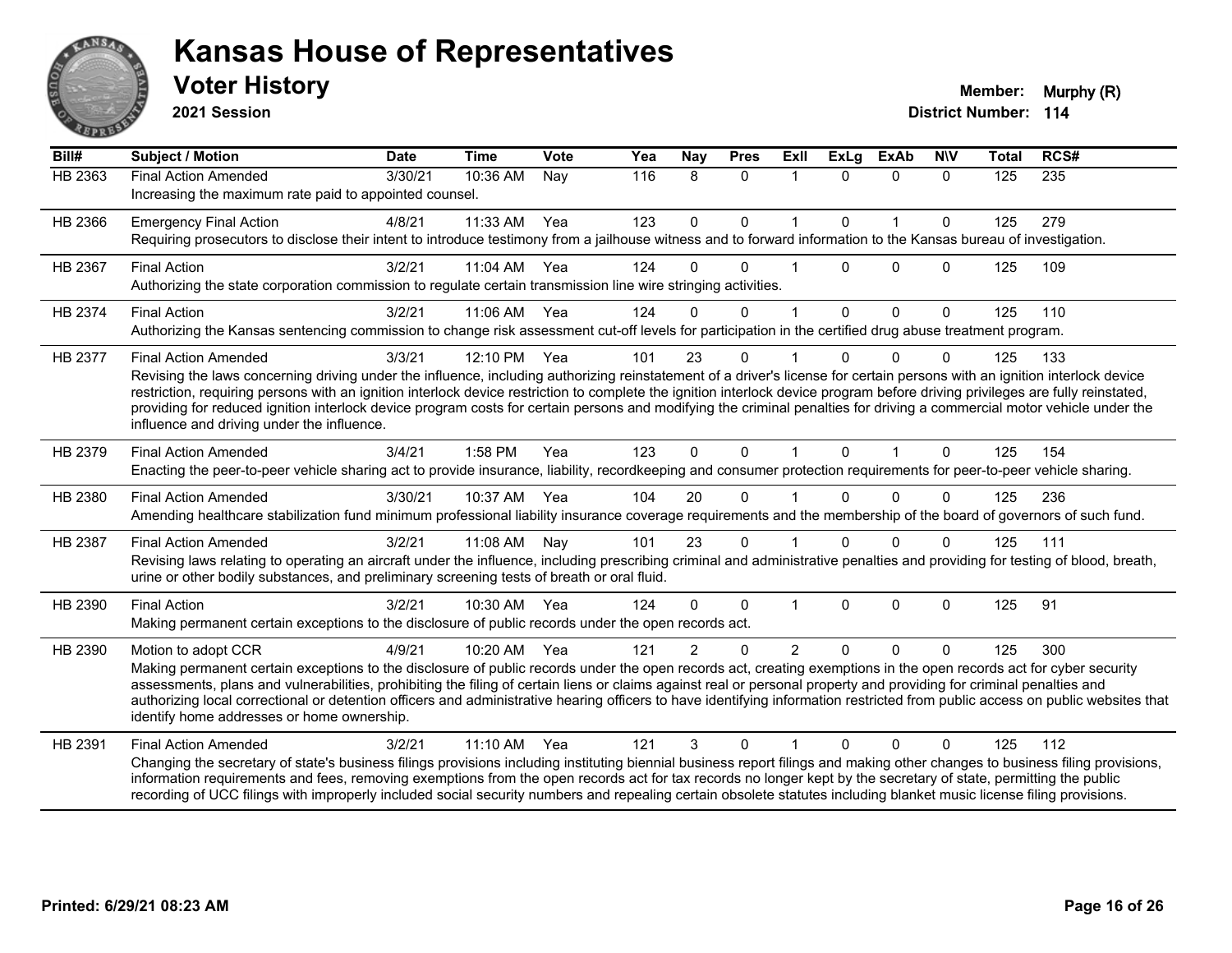# Kansas House of Representatives

## Voter History

**2021 Session**

**Member:** Murphy (R)
**District Number:** 114

| Bill# | Subject / Motion | Date | Time | Vote | Yea | Nay | Pres | ExII | ExLg | ExAb | N\V | Total | RCS# |
|---|---|---|---|---|---|---|---|---|---|---|---|---|---|
| HB 2363 | Final Action Amended | 3/30/21 | 10:36 AM | Nay | 116 | 8 | 0 | 1 | 0 | 0 | 0 | 125 | 235 |
| | Increasing the maximum rate paid to appointed counsel. | | | | | | | | | | | | |
| HB 2366 | Emergency Final Action | 4/8/21 | 11:33 AM | Yea | 123 | 0 | 0 | 1 | 0 | 1 | 0 | 125 | 279 |
| | Requiring prosecutors to disclose their intent to introduce testimony from a jailhouse witness and to forward information to the Kansas bureau of investigation. | | | | | | | | | | | | |
| HB 2367 | Final Action | 3/2/21 | 11:04 AM | Yea | 124 | 0 | 0 | 1 | 0 | 0 | 0 | 125 | 109 |
| | Authorizing the state corporation commission to regulate certain transmission line wire stringing activities. | | | | | | | | | | | | |
| HB 2374 | Final Action | 3/2/21 | 11:06 AM | Yea | 124 | 0 | 0 | 1 | 0 | 0 | 0 | 125 | 110 |
| | Authorizing the Kansas sentencing commission to change risk assessment cut-off levels for participation in the certified drug abuse treatment program. | | | | | | | | | | | | |
| HB 2377 | Final Action Amended | 3/3/21 | 12:10 PM | Yea | 101 | 23 | 0 | 1 | 0 | 0 | 0 | 125 | 133 |
| | Revising the laws concerning driving under the influence, including authorizing reinstatement of a driver's license for certain persons with an ignition interlock device restriction, requiring persons with an ignition interlock device restriction to complete the ignition interlock device program before driving privileges are fully reinstated, providing for reduced ignition interlock device program costs for certain persons and modifying the criminal penalties for driving a commercial motor vehicle under the influence and driving under the influence. | | | | | | | | | | | | |
| HB 2379 | Final Action Amended | 3/4/21 | 1:58 PM | Yea | 123 | 0 | 0 | 1 | 0 | 1 | 0 | 125 | 154 |
| | Enacting the peer-to-peer vehicle sharing act to provide insurance, liability, recordkeeping and consumer protection requirements for peer-to-peer vehicle sharing. | | | | | | | | | | | | |
| HB 2380 | Final Action Amended | 3/30/21 | 10:37 AM | Yea | 104 | 20 | 0 | 1 | 0 | 0 | 0 | 125 | 236 |
| | Amending healthcare stabilization fund minimum professional liability insurance coverage requirements and the membership of the board of governors of such fund. | | | | | | | | | | | | |
| HB 2387 | Final Action Amended | 3/2/21 | 11:08 AM | Nay | 101 | 23 | 0 | 1 | 0 | 0 | 0 | 125 | 111 |
| | Revising laws relating to operating an aircraft under the influence, including prescribing criminal and administrative penalties and providing for testing of blood, breath, urine or other bodily substances, and preliminary screening tests of breath or oral fluid. | | | | | | | | | | | | |
| HB 2390 | Final Action | 3/2/21 | 10:30 AM | Yea | 124 | 0 | 0 | 1 | 0 | 0 | 0 | 125 | 91 |
| | Making permanent certain exceptions to the disclosure of public records under the open records act. | | | | | | | | | | | | |
| HB 2390 | Motion to adopt CCR | 4/9/21 | 10:20 AM | Yea | 121 | 2 | 0 | 2 | 0 | 0 | 0 | 125 | 300 |
| | Making permanent certain exceptions to the disclosure of public records under the open records act, creating exemptions in the open records act for cyber security assessments, plans and vulnerabilities, prohibiting the filing of certain liens or claims against real or personal property and providing for criminal penalties and authorizing local correctional or detention officers and administrative hearing officers to have identifying information restricted from public access on public websites that identify home addresses or home ownership. | | | | | | | | | | | | |
| HB 2391 | Final Action Amended | 3/2/21 | 11:10 AM | Yea | 121 | 3 | 0 | 1 | 0 | 0 | 0 | 125 | 112 |
| | Changing the secretary of state's business filings provisions including instituting biennial business report filings and making other changes to business filing provisions, information requirements and fees, removing exemptions from the open records act for tax records no longer kept by the secretary of state, permitting the public recording of UCC filings with improperly included social security numbers and repealing certain obsolete statutes including blanket music license filing provisions. | | | | | | | | | | | | |

**Printed: 6/29/21 08:23 AM**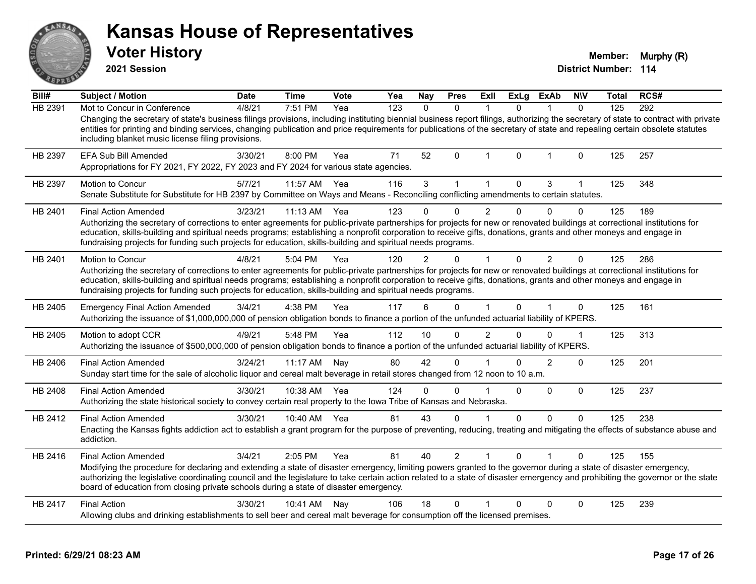# Kansas House of Representatives

## Voter History

**2021 Session**

**Member:** Murphy (R)
**District Number:** 114

| Bill# | Subject / Motion | Date | Time | Vote | Yea | Nay | Pres | ExII | ExLg | ExAb | N\V | Total | RCS# |
|---|---|---|---|---|---|---|---|---|---|---|---|---|---|
| HB 2391 | Mot to Concur in Conference | 4/8/21 | 7:51 PM | Yea | 123 | 0 | 0 | 1 | 0 | 1 | 0 | 125 | 292 |
| | Changing the secretary of state's business filings provisions, including instituting biennial business report filings, authorizing the secretary of state to contract with private entities for printing and binding services, changing publication and price requirements for publications of the secretary of state and repealing certain obsolete statutes including blanket music license filing provisions. | | | | | | | | | | | | |
| HB 2397 | EFA Sub Bill Amended | 3/30/21 | 8:00 PM | Yea | 71 | 52 | 0 | 1 | 0 | 1 | 0 | 125 | 257 |
| | Appropriations for FY 2021, FY 2022, FY 2023 and FY 2024 for various state agencies. | | | | | | | | | | | | |
| HB 2397 | Motion to Concur | 5/7/21 | 11:57 AM | Yea | 116 | 3 | 1 | 1 | 0 | 3 | 1 | 125 | 348 |
| | Senate Substitute for Substitute for HB 2397 by Committee on Ways and Means - Reconciling conflicting amendments to certain statutes. | | | | | | | | | | | | |
| HB 2401 | Final Action Amended | 3/23/21 | 11:13 AM | Yea | 123 | 0 | 0 | 2 | 0 | 0 | 0 | 125 | 189 |
| | Authorizing the secretary of corrections to enter agreements for public-private partnerships for projects for new or renovated buildings at correctional institutions for education, skills-building and spiritual needs programs; establishing a nonprofit corporation to receive gifts, donations, grants and other moneys and engage in fundraising projects for funding such projects for education, skills-building and spiritual needs programs. | | | | | | | | | | | | |
| HB 2401 | Motion to Concur | 4/8/21 | 5:04 PM | Yea | 120 | 2 | 0 | 1 | 0 | 2 | 0 | 125 | 286 |
| | Authorizing the secretary of corrections to enter agreements for public-private partnerships for projects for new or renovated buildings at correctional institutions for education, skills-building and spiritual needs programs; establishing a nonprofit corporation to receive gifts, donations, grants and other moneys and engage in fundraising projects for funding such projects for education, skills-building and spiritual needs programs. | | | | | | | | | | | | |
| HB 2405 | Emergency Final Action Amended | 3/4/21 | 4:38 PM | Yea | 117 | 6 | 0 | 1 | 0 | 1 | 0 | 125 | 161 |
| | Authorizing the issuance of $1,000,000,000 of pension obligation bonds to finance a portion of the unfunded actuarial liability of KPERS. | | | | | | | | | | | | |
| HB 2405 | Motion to adopt CCR | 4/9/21 | 5:48 PM | Yea | 112 | 10 | 0 | 2 | 0 | 0 | 1 | 125 | 313 |
| | Authorizing the issuance of $500,000,000 of pension obligation bonds to finance a portion of the unfunded actuarial liability of KPERS. | | | | | | | | | | | | |
| HB 2406 | Final Action Amended | 3/24/21 | 11:17 AM | Nay | 80 | 42 | 0 | 1 | 0 | 2 | 0 | 125 | 201 |
| | Sunday start time for the sale of alcoholic liquor and cereal malt beverage in retail stores changed from 12 noon to 10 a.m. | | | | | | | | | | | | |
| HB 2408 | Final Action Amended | 3/30/21 | 10:38 AM | Yea | 124 | 0 | 0 | 1 | 0 | 0 | 0 | 125 | 237 |
| | Authorizing the state historical society to convey certain real property to the Iowa Tribe of Kansas and Nebraska. | | | | | | | | | | | | |
| HB 2412 | Final Action Amended | 3/30/21 | 10:40 AM | Yea | 81 | 43 | 0 | 1 | 0 | 0 | 0 | 125 | 238 |
| | Enacting the Kansas fights addiction act to establish a grant program for the purpose of preventing, reducing, treating and mitigating the effects of substance abuse and addiction. | | | | | | | | | | | | |
| HB 2416 | Final Action Amended | 3/4/21 | 2:05 PM | Yea | 81 | 40 | 2 | 1 | 0 | 1 | 0 | 125 | 155 |
| | Modifying the procedure for declaring and extending a state of disaster emergency, limiting powers granted to the governor during a state of disaster emergency, authorizing the legislative coordinating council and the legislature to take certain action related to a state of disaster emergency and prohibiting the governor or the state board of education from closing private schools during a state of disaster emergency. | | | | | | | | | | | | |
| HB 2417 | Final Action | 3/30/21 | 10:41 AM | Nay | 106 | 18 | 0 | 1 | 0 | 0 | 0 | 125 | 239 |
| | Allowing clubs and drinking establishments to sell beer and cereal malt beverage for consumption off the licensed premises. | | | | | | | | | | | | |

**Printed: 6/29/21 08:23 AM**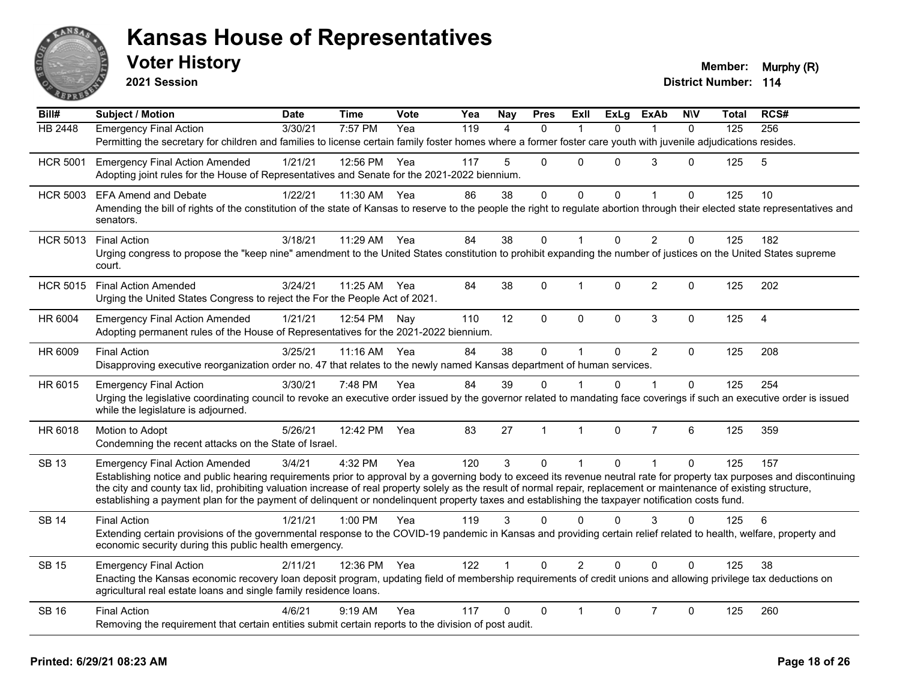# Kansas House of Representatives

## Voter History

**2021 Session**

**Member:** Murphy (R)

**District Number:** 114

| Bill# | Subject / Motion | Date | Time | Vote | Yea | Nay | Pres | ExII | ExLg | ExAb | N\V | Total | RCS# |
|---|---|---|---|---|---|---|---|---|---|---|---|---|---|
| HB 2448 | Emergency Final Action | 3/30/21 | 7:57 PM | Yea | 119 | 4 | 0 | 1 | 0 | 1 | 0 | 125 | 256 |
| | Permitting the secretary for children and families to license certain family foster homes where a former foster care youth with juvenile adjudications resides. | | | | | | | | | | | | |
| HCR 5001 | Emergency Final Action Amended | 1/21/21 | 12:56 PM | Yea | 117 | 5 | 0 | 0 | 0 | 3 | 0 | 125 | 5 |
| | Adopting joint rules for the House of Representatives and Senate for the 2021-2022 biennium. | | | | | | | | | | | | |
| HCR 5003 | EFA Amend and Debate | 1/22/21 | 11:30 AM | Yea | 86 | 38 | 0 | 0 | 0 | 1 | 0 | 125 | 10 |
| | Amending the bill of rights of the constitution of the state of Kansas to reserve to the people the right to regulate abortion through their elected state representatives and senators. | | | | | | | | | | | | |
| HCR 5013 | Final Action | 3/18/21 | 11:29 AM | Yea | 84 | 38 | 0 | 1 | 0 | 2 | 0 | 125 | 182 |
| | Urging congress to propose the "keep nine" amendment to the United States constitution to prohibit expanding the number of justices on the United States supreme court. | | | | | | | | | | | | |
| HCR 5015 | Final Action Amended | 3/24/21 | 11:25 AM | Yea | 84 | 38 | 0 | 1 | 0 | 2 | 0 | 125 | 202 |
| | Urging the United States Congress to reject the For the People Act of 2021. | | | | | | | | | | | | |
| HR 6004 | Emergency Final Action Amended | 1/21/21 | 12:54 PM | Nay | 110 | 12 | 0 | 0 | 0 | 3 | 0 | 125 | 4 |
| | Adopting permanent rules of the House of Representatives for the 2021-2022 biennium. | | | | | | | | | | | | |
| HR 6009 | Final Action | 3/25/21 | 11:16 AM | Yea | 84 | 38 | 0 | 1 | 0 | 2 | 0 | 125 | 208 |
| | Disapproving executive reorganization order no. 47 that relates to the newly named Kansas department of human services. | | | | | | | | | | | | |
| HR 6015 | Emergency Final Action | 3/30/21 | 7:48 PM | Yea | 84 | 39 | 0 | 1 | 0 | 1 | 0 | 125 | 254 |
| | Urging the legislative coordinating council to revoke an executive order issued by the governor related to mandating face coverings if such an executive order is issued while the legislature is adjourned. | | | | | | | | | | | | |
| HR 6018 | Motion to Adopt | 5/26/21 | 12:42 PM | Yea | 83 | 27 | 1 | 1 | 0 | 7 | 6 | 125 | 359 |
| | Condemning the recent attacks on the State of Israel. | | | | | | | | | | | | |
| SB 13 | Emergency Final Action Amended | 3/4/21 | 4:32 PM | Yea | 120 | 3 | 0 | 1 | 0 | 1 | 0 | 125 | 157 |
| | Establishing notice and public hearing requirements prior to approval by a governing body to exceed its revenue neutral rate for property tax purposes and discontinuing the city and county tax lid, prohibiting valuation increase of real property solely as the result of normal repair, replacement or maintenance of existing structure, establishing a payment plan for the payment of delinquent or nondelinquent property taxes and establishing the taxpayer notification costs fund. | | | | | | | | | | | | |
| SB 14 | Final Action | 1/21/21 | 1:00 PM | Yea | 119 | 3 | 0 | 0 | 0 | 3 | 0 | 125 | 6 |
| | Extending certain provisions of the governmental response to the COVID-19 pandemic in Kansas and providing certain relief related to health, welfare, property and economic security during this public health emergency. | | | | | | | | | | | | |
| SB 15 | Emergency Final Action | 2/11/21 | 12:36 PM | Yea | 122 | 1 | 0 | 2 | 0 | 0 | 0 | 125 | 38 |
| | Enacting the Kansas economic recovery loan deposit program, updating field of membership requirements of credit unions and allowing privilege tax deductions on agricultural real estate loans and single family residence loans. | | | | | | | | | | | | |
| SB 16 | Final Action | 4/6/21 | 9:19 AM | Yea | 117 | 0 | 0 | 1 | 0 | 7 | 0 | 125 | 260 |
| | Removing the requirement that certain entities submit certain reports to the division of post audit. | | | | | | | | | | | | |

**Printed: 6/29/21 08:23 AM**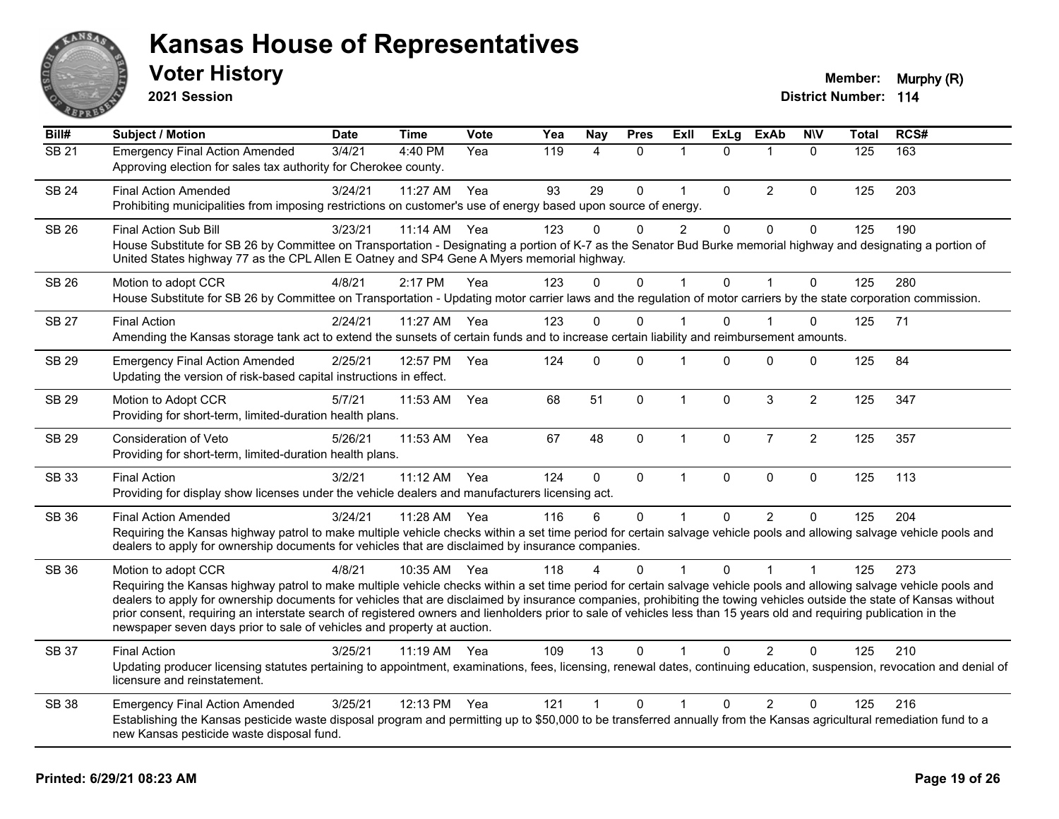# Kansas House of Representatives

## Voter History

**2021 Session**

**Member:** Murphy (R)
**District Number:** 114

| Bill# | Subject / Motion | Date | Time | Vote | Yea | Nay | Pres | ExII | ExLg | ExAb | N\V | Total | RCS# |
|---|---|---|---|---|---|---|---|---|---|---|---|---|---|
| SB 21 | Emergency Final Action Amended<br>Approving election for sales tax authority for Cherokee county. | 3/4/21 | 4:40 PM | Yea | 119 | 4 | 0 | 1 | 0 | 1 | 0 | 125 | 163 |
| SB 24 | Final Action Amended<br>Prohibiting municipalities from imposing restrictions on customer's use of energy based upon source of energy. | 3/24/21 | 11:27 AM | Yea | 93 | 29 | 0 | 1 | 0 | 2 | 0 | 125 | 203 |
| SB 26 | Final Action Sub Bill<br>House Substitute for SB 26 by Committee on Transportation - Designating a portion of K-7 as the Senator Bud Burke memorial highway and designating a portion of United States highway 77 as the CPL Allen E Oatney and SP4 Gene A Myers memorial highway. | 3/23/21 | 11:14 AM | Yea | 123 | 0 | 0 | 2 | 0 | 0 | 0 | 125 | 190 |
| SB 26 | Motion to adopt CCR<br>House Substitute for SB 26 by Committee on Transportation - Updating motor carrier laws and the regulation of motor carriers by the state corporation commission. | 4/8/21 | 2:17 PM | Yea | 123 | 0 | 0 | 1 | 0 | 1 | 0 | 125 | 280 |
| SB 27 | Final Action<br>Amending the Kansas storage tank act to extend the sunsets of certain funds and to increase certain liability and reimbursement amounts. | 2/24/21 | 11:27 AM | Yea | 123 | 0 | 0 | 1 | 0 | 1 | 0 | 125 | 71 |
| SB 29 | Emergency Final Action Amended<br>Updating the version of risk-based capital instructions in effect. | 2/25/21 | 12:57 PM | Yea | 124 | 0 | 0 | 1 | 0 | 0 | 0 | 125 | 84 |
| SB 29 | Motion to Adopt CCR<br>Providing for short-term, limited-duration health plans. | 5/7/21 | 11:53 AM | Yea | 68 | 51 | 0 | 1 | 0 | 3 | 2 | 125 | 347 |
| SB 29 | Consideration of Veto<br>Providing for short-term, limited-duration health plans. | 5/26/21 | 11:53 AM | Yea | 67 | 48 | 0 | 1 | 0 | 7 | 2 | 125 | 357 |
| SB 33 | Final Action<br>Providing for display show licenses under the vehicle dealers and manufacturers licensing act. | 3/2/21 | 11:12 AM | Yea | 124 | 0 | 0 | 1 | 0 | 0 | 0 | 125 | 113 |
| SB 36 | Final Action Amended<br>Requiring the Kansas highway patrol to make multiple vehicle checks within a set time period for certain salvage vehicle pools and allowing salvage vehicle pools and dealers to apply for ownership documents for vehicles that are disclaimed by insurance companies. | 3/24/21 | 11:28 AM | Yea | 116 | 6 | 0 | 1 | 0 | 2 | 0 | 125 | 204 |
| SB 36 | Motion to adopt CCR<br>Requiring the Kansas highway patrol to make multiple vehicle checks within a set time period for certain salvage vehicle pools and allowing salvage vehicle pools and dealers to apply for ownership documents for vehicles that are disclaimed by insurance companies, prohibiting the towing vehicles outside the state of Kansas without prior consent, requiring an interstate search of registered owners and lienholders prior to sale of vehicles less than 15 years old and requiring publication in the newspaper seven days prior to sale of vehicles and property at auction. | 4/8/21 | 10:35 AM | Yea | 118 | 4 | 0 | 1 | 0 | 1 | 1 | 125 | 273 |
| SB 37 | Final Action<br>Updating producer licensing statutes pertaining to appointment, examinations, fees, licensing, renewal dates, continuing education, suspension, revocation and denial of licensure and reinstatement. | 3/25/21 | 11:19 AM | Yea | 109 | 13 | 0 | 1 | 0 | 2 | 0 | 125 | 210 |
| SB 38 | Emergency Final Action Amended<br>Establishing the Kansas pesticide waste disposal program and permitting up to $50,000 to be transferred annually from the Kansas agricultural remediation fund to a new Kansas pesticide waste disposal fund. | 3/25/21 | 12:13 PM | Yea | 121 | 1 | 0 | 1 | 0 | 2 | 0 | 125 | 216 |

**Printed: 6/29/21 08:23 AM**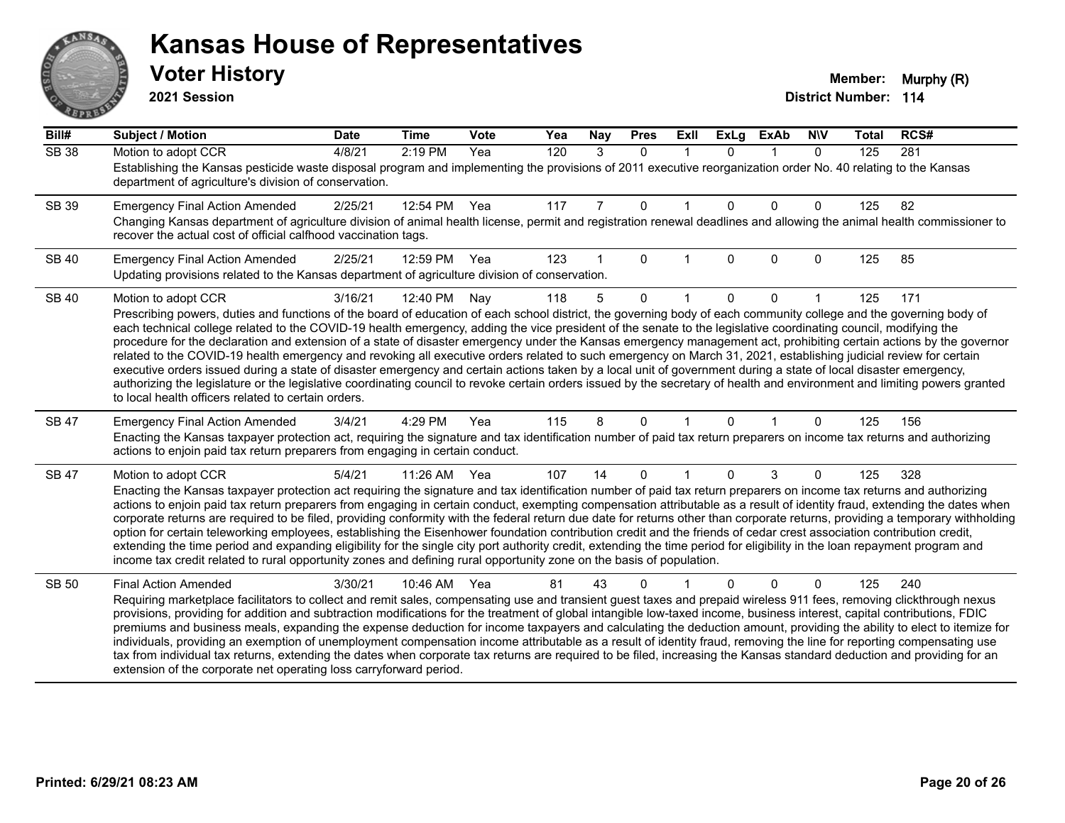# Kansas House of Representatives

## Voter History

**2021 Session**

**Member:** Murphy (R)
**District Number:** 114

| Bill# | Subject / Motion | Date | Time | Vote | Yea | Nay | Pres | ExII | ExLg | ExAb | N\V | Total | RCS# |
|---|---|---|---|---|---|---|---|---|---|---|---|---|---|
| SB 38 | Motion to adopt CCR | 4/8/21 | 2:19 PM | Yea | 120 | 3 | 0 | 1 | 0 | 1 | 0 | 125 | 281 |
| | Establishing the Kansas pesticide waste disposal program and implementing the provisions of 2011 executive reorganization order No. 40 relating to the Kansas department of agriculture's division of conservation. | | | | | | | | | | | | |
| SB 39 | Emergency Final Action Amended | 2/25/21 | 12:54 PM | Yea | 117 | 7 | 0 | 1 | 0 | 0 | 0 | 125 | 82 |
| | Changing Kansas department of agriculture division of animal health license, permit and registration renewal deadlines and allowing the animal health commissioner to recover the actual cost of official calfhood vaccination tags. | | | | | | | | | | | | |
| SB 40 | Emergency Final Action Amended | 2/25/21 | 12:59 PM | Yea | 123 | 1 | 0 | 1 | 0 | 0 | 0 | 125 | 85 |
| | Updating provisions related to the Kansas department of agriculture division of conservation. | | | | | | | | | | | | |
| SB 40 | Motion to adopt CCR | 3/16/21 | 12:40 PM | Nay | 118 | 5 | 0 | 1 | 0 | 0 | 1 | 125 | 171 |
| | Prescribing powers, duties and functions of the board of education of each school district, the governing body of each community college and the governing body of each technical college related to the COVID-19 health emergency, adding the vice president of the senate to the legislative coordinating council, modifying the procedure for the declaration and extension of a state of disaster emergency under the Kansas emergency management act, prohibiting certain actions by the governor related to the COVID-19 health emergency and revoking all executive orders related to such emergency on March 31, 2021, establishing judicial review for certain executive orders issued during a state of disaster emergency and certain actions taken by a local unit of government during a state of local disaster emergency, authorizing the legislature or the legislative coordinating council to revoke certain orders issued by the secretary of health and environment and limiting powers granted to local health officers related to certain orders. | | | | | | | | | | | | |
| SB 47 | Emergency Final Action Amended | 3/4/21 | 4:29 PM | Yea | 115 | 8 | 0 | 1 | 0 | 1 | 0 | 125 | 156 |
| | Enacting the Kansas taxpayer protection act, requiring the signature and tax identification number of paid tax return preparers on income tax returns and authorizing actions to enjoin paid tax return preparers from engaging in certain conduct. | | | | | | | | | | | | |
| SB 47 | Motion to adopt CCR | 5/4/21 | 11:26 AM | Yea | 107 | 14 | 0 | 1 | 0 | 3 | 0 | 125 | 328 |
| | Enacting the Kansas taxpayer protection act requiring the signature and tax identification number of paid tax return preparers on income tax returns and authorizing actions to enjoin paid tax return preparers from engaging in certain conduct, exempting compensation attributable as a result of identity fraud, extending the dates when corporate returns are required to be filed, providing conformity with the federal return due date for returns other than corporate returns, providing a temporary withholding option for certain teleworking employees, establishing the Eisenhower foundation contribution credit and the friends of cedar crest association contribution credit, extending the time period and expanding eligibility for the single city port authority credit, extending the time period for eligibility in the loan repayment program and income tax credit related to rural opportunity zones and defining rural opportunity zone on the basis of population. | | | | | | | | | | | | |
| SB 50 | Final Action Amended | 3/30/21 | 10:46 AM | Yea | 81 | 43 | 0 | 1 | 0 | 0 | 0 | 125 | 240 |
| | Requiring marketplace facilitators to collect and remit sales, compensating use and transient guest taxes and prepaid wireless 911 fees, removing clickthrough nexus provisions, providing for addition and subtraction modifications for the treatment of global intangible low-taxed income, business interest, capital contributions, FDIC premiums and business meals, expanding the expense deduction for income taxpayers and calculating the deduction amount, providing the ability to elect to itemize for individuals, providing an exemption of unemployment compensation income attributable as a result of identity fraud, removing the line for reporting compensating use tax from individual tax returns, extending the dates when corporate tax returns are required to be filed, increasing the Kansas standard deduction and providing for an extension of the corporate net operating loss carryforward period. | | | | | | | | | | | | |

Printed: 6/29/21 08:23 AM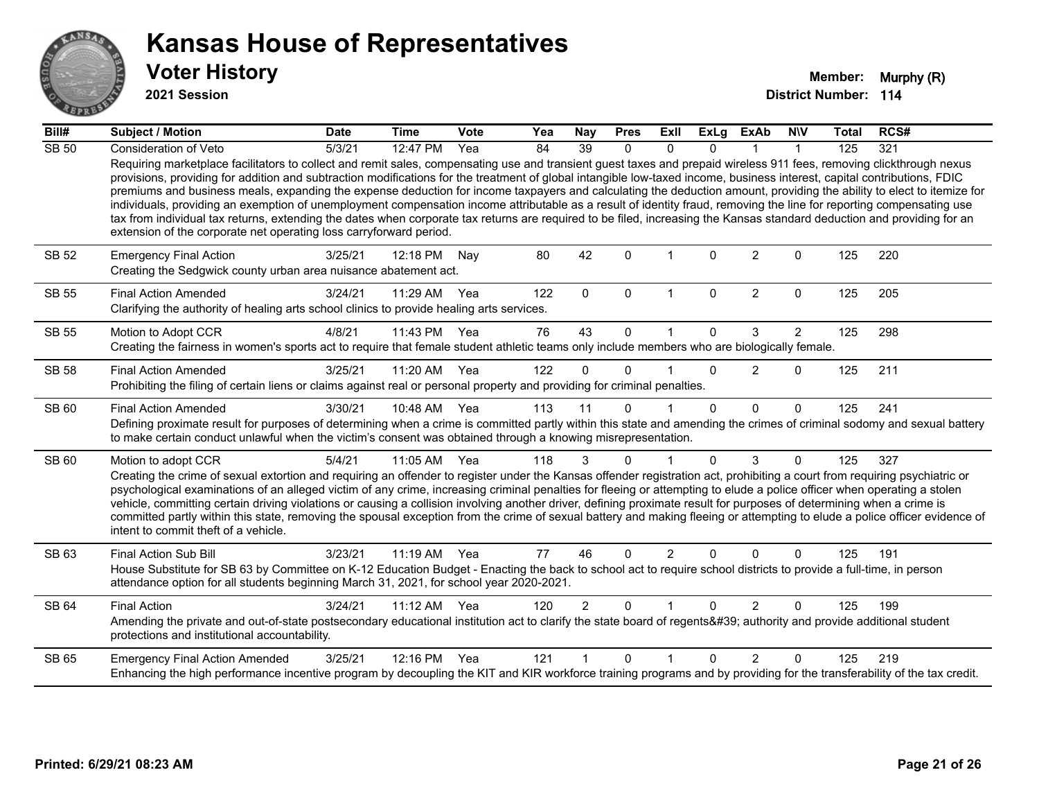# Kansas House of Representatives

## Voter History

**2021 Session**

**Member:** Murphy (R)
**District Number:** 114

| Bill# | Subject / Motion | Date | Time | Vote | Yea | Nay | Pres | ExII | ExLg | ExAb | N\V | Total | RCS# |
|---|---|---|---|---|---|---|---|---|---|---|---|---|---|
| SB 50 | Consideration of Veto | 5/3/21 | 12:47 PM | Yea | 84 | 39 | 0 | 0 | 0 | 1 | 1 | 125 | 321 |
| | Requiring marketplace facilitators to collect and remit sales, compensating use and transient guest taxes and prepaid wireless 911 fees, removing clickthrough nexus provisions, providing for addition and subtraction modifications for the treatment of global intangible low-taxed income, business interest, capital contributions, FDIC premiums and business meals, expanding the expense deduction for income taxpayers and calculating the deduction amount, providing the ability to elect to itemize for individuals, providing an exemption of unemployment compensation income attributable as a result of identity fraud, removing the line for reporting compensating use tax from individual tax returns, extending the dates when corporate tax returns are required to be filed, increasing the Kansas standard deduction and providing for an extension of the corporate net operating loss carryforward period. | | | | | | | | | | | | |
| SB 52 | Emergency Final Action | 3/25/21 | 12:18 PM | Nay | 80 | 42 | 0 | 1 | 0 | 2 | 0 | 125 | 220 |
| | Creating the Sedgwick county urban area nuisance abatement act. | | | | | | | | | | | | |
| SB 55 | Final Action Amended | 3/24/21 | 11:29 AM | Yea | 122 | 0 | 0 | 1 | 0 | 2 | 0 | 125 | 205 |
| | Clarifying the authority of healing arts school clinics to provide healing arts services. | | | | | | | | | | | | |
| SB 55 | Motion to Adopt CCR | 4/8/21 | 11:43 PM | Yea | 76 | 43 | 0 | 1 | 0 | 3 | 2 | 125 | 298 |
| | Creating the fairness in women's sports act to require that female student athletic teams only include members who are biologically female. | | | | | | | | | | | | |
| SB 58 | Final Action Amended | 3/25/21 | 11:20 AM | Yea | 122 | 0 | 0 | 1 | 0 | 2 | 0 | 125 | 211 |
| | Prohibiting the filing of certain liens or claims against real or personal property and providing for criminal penalties. | | | | | | | | | | | | |
| SB 60 | Final Action Amended | 3/30/21 | 10:48 AM | Yea | 113 | 11 | 0 | 1 | 0 | 0 | 0 | 125 | 241 |
| | Defining proximate result for purposes of determining when a crime is committed partly within this state and amending the crimes of criminal sodomy and sexual battery to make certain conduct unlawful when the victim's consent was obtained through a knowing misrepresentation. | | | | | | | | | | | | |
| SB 60 | Motion to adopt CCR | 5/4/21 | 11:05 AM | Yea | 118 | 3 | 0 | 1 | 0 | 3 | 0 | 125 | 327 |
| | Creating the crime of sexual extortion and requiring an offender to register under the Kansas offender registration act, prohibiting a court from requiring psychiatric or psychological examinations of an alleged victim of any crime, increasing criminal penalties for fleeing or attempting to elude a police officer when operating a stolen vehicle, committing certain driving violations or causing a collision involving another driver, defining proximate result for purposes of determining when a crime is committed partly within this state, removing the spousal exception from the crime of sexual battery and making fleeing or attempting to elude a police officer evidence of intent to commit theft of a vehicle. | | | | | | | | | | | | |
| SB 63 | Final Action Sub Bill | 3/23/21 | 11:19 AM | Yea | 77 | 46 | 0 | 2 | 0 | 0 | 0 | 125 | 191 |
| | House Substitute for SB 63 by Committee on K-12 Education Budget - Enacting the back to school act to require school districts to provide a full-time, in person attendance option for all students beginning March 31, 2021, for school year 2020-2021. | | | | | | | | | | | | |
| SB 64 | Final Action | 3/24/21 | 11:12 AM | Yea | 120 | 2 | 0 | 1 | 0 | 2 | 0 | 125 | 199 |
| | Amending the private and out-of-state postsecondary educational institution act to clarify the state board of regents&#39; authority and provide additional student protections and institutional accountability. | | | | | | | | | | | | |
| SB 65 | Emergency Final Action Amended | 3/25/21 | 12:16 PM | Yea | 121 | 1 | 0 | 1 | 0 | 2 | 0 | 125 | 219 |
| | Enhancing the high performance incentive program by decoupling the KIT and KIR workforce training programs and by providing for the transferability of the tax credit. | | | | | | | | | | | | |

**Printed: 6/29/21 08:23 AM**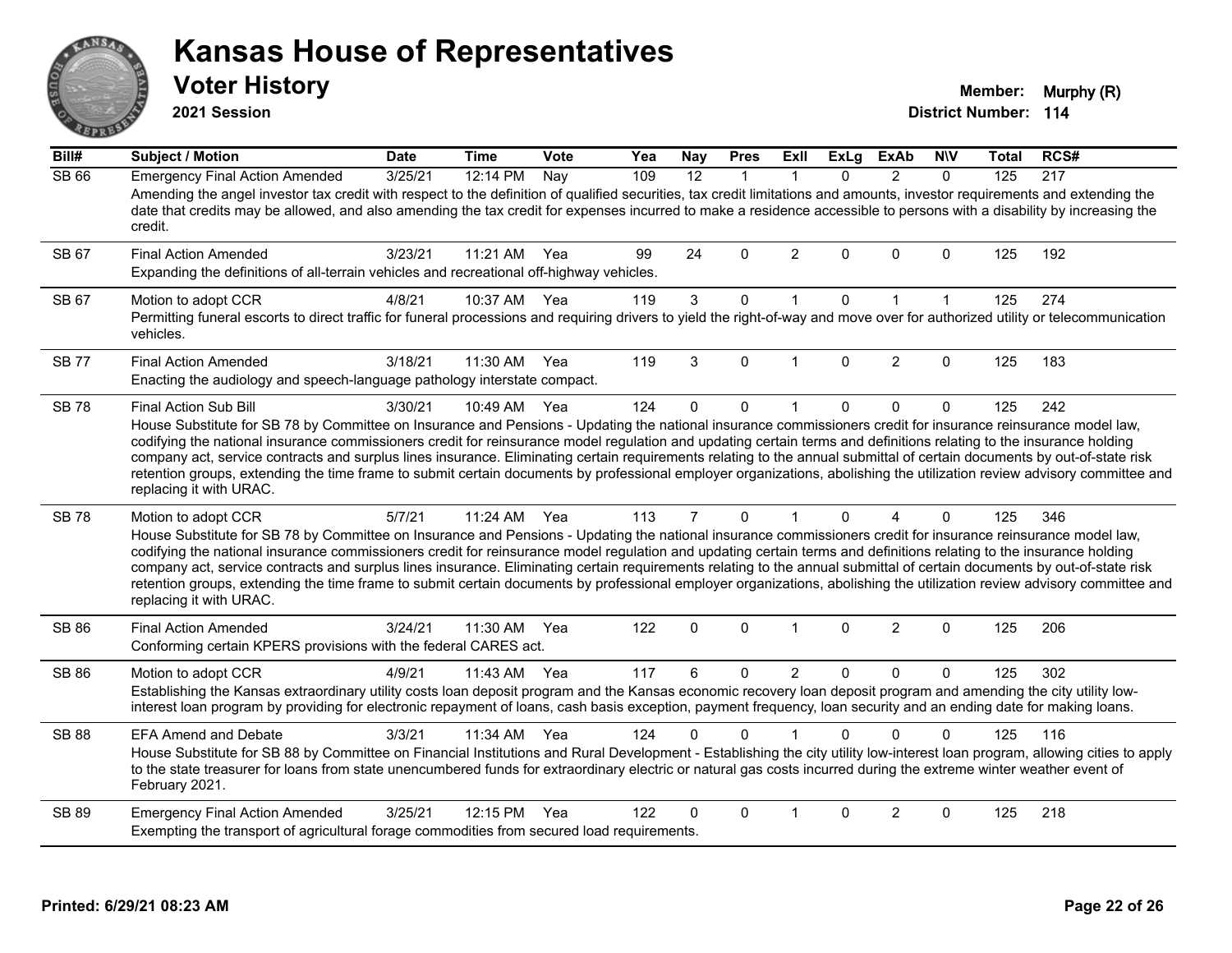# Kansas House of Representatives

## Voter History

**2021 Session**

**Member:** Murphy (R)

**District Number:** 114

| Bill# | Subject / Motion | Date | Time | Vote | Yea | Nay | Pres | ExII | ExLg | ExAb | N\V | Total | RCS# |
|---|---|---|---|---|---|---|---|---|---|---|---|---|---|
| SB 66 | Emergency Final Action Amended | 3/25/21 | 12:14 PM | Nay | 109 | 12 | 1 | 1 | 0 | 2 | 0 | 125 | 217 |
| | Amending the angel investor tax credit with respect to the definition of qualified securities, tax credit limitations and amounts, investor requirements and extending the date that credits may be allowed, and also amending the tax credit for expenses incurred to make a residence accessible to persons with a disability by increasing the credit. | | | | | | | | | | | | |
| SB 67 | Final Action Amended | 3/23/21 | 11:21 AM | Yea | 99 | 24 | 0 | 2 | 0 | 0 | 0 | 125 | 192 |
| | Expanding the definitions of all-terrain vehicles and recreational off-highway vehicles. | | | | | | | | | | | | |
| SB 67 | Motion to adopt CCR | 4/8/21 | 10:37 AM | Yea | 119 | 3 | 0 | 1 | 0 | 1 | 1 | 125 | 274 |
| | Permitting funeral escorts to direct traffic for funeral processions and requiring drivers to yield the right-of-way and move over for authorized utility or telecommunication vehicles. | | | | | | | | | | | | |
| SB 77 | Final Action Amended | 3/18/21 | 11:30 AM | Yea | 119 | 3 | 0 | 1 | 0 | 2 | 0 | 125 | 183 |
| | Enacting the audiology and speech-language pathology interstate compact. | | | | | | | | | | | | |
| SB 78 | Final Action Sub Bill | 3/30/21 | 10:49 AM | Yea | 124 | 0 | 0 | 1 | 0 | 0 | 0 | 125 | 242 |
| | House Substitute for SB 78 by Committee on Insurance and Pensions - Updating the national insurance commissioners credit for insurance reinsurance model law, codifying the national insurance commissioners credit for reinsurance model regulation and updating certain terms and definitions relating to the insurance holding company act, service contracts and surplus lines insurance. Eliminating certain requirements relating to the annual submittal of certain documents by out-of-state risk retention groups, extending the time frame to submit certain documents by professional employer organizations, abolishing the utilization review advisory committee and replacing it with URAC. | | | | | | | | | | | | |
| SB 78 | Motion to adopt CCR | 5/7/21 | 11:24 AM | Yea | 113 | 7 | 0 | 1 | 0 | 4 | 0 | 125 | 346 |
| | House Substitute for SB 78 by Committee on Insurance and Pensions - Updating the national insurance commissioners credit for insurance reinsurance model law, codifying the national insurance commissioners credit for reinsurance model regulation and updating certain terms and definitions relating to the insurance holding company act, service contracts and surplus lines insurance. Eliminating certain requirements relating to the annual submittal of certain documents by out-of-state risk retention groups, extending the time frame to submit certain documents by professional employer organizations, abolishing the utilization review advisory committee and replacing it with URAC. | | | | | | | | | | | | |
| SB 86 | Final Action Amended | 3/24/21 | 11:30 AM | Yea | 122 | 0 | 0 | 1 | 0 | 2 | 0 | 125 | 206 |
| | Conforming certain KPERS provisions with the federal CARES act. | | | | | | | | | | | | |
| SB 86 | Motion to adopt CCR | 4/9/21 | 11:43 AM | Yea | 117 | 6 | 0 | 2 | 0 | 0 | 0 | 125 | 302 |
| | Establishing the Kansas extraordinary utility costs loan deposit program and the Kansas economic recovery loan deposit program and amending the city utility low-interest loan program by providing for electronic repayment of loans, cash basis exception, payment frequency, loan security and an ending date for making loans. | | | | | | | | | | | | |
| SB 88 | EFA Amend and Debate | 3/3/21 | 11:34 AM | Yea | 124 | 0 | 0 | 1 | 0 | 0 | 0 | 125 | 116 |
| | House Substitute for SB 88 by Committee on Financial Institutions and Rural Development - Establishing the city utility low-interest loan program, allowing cities to apply to the state treasurer for loans from state unencumbered funds for extraordinary electric or natural gas costs incurred during the extreme winter weather event of February 2021. | | | | | | | | | | | | |
| SB 89 | Emergency Final Action Amended | 3/25/21 | 12:15 PM | Yea | 122 | 0 | 0 | 1 | 0 | 2 | 0 | 125 | 218 |
| | Exempting the transport of agricultural forage commodities from secured load requirements. | | | | | | | | | | | | |

**Printed: 6/29/21 08:23 AM**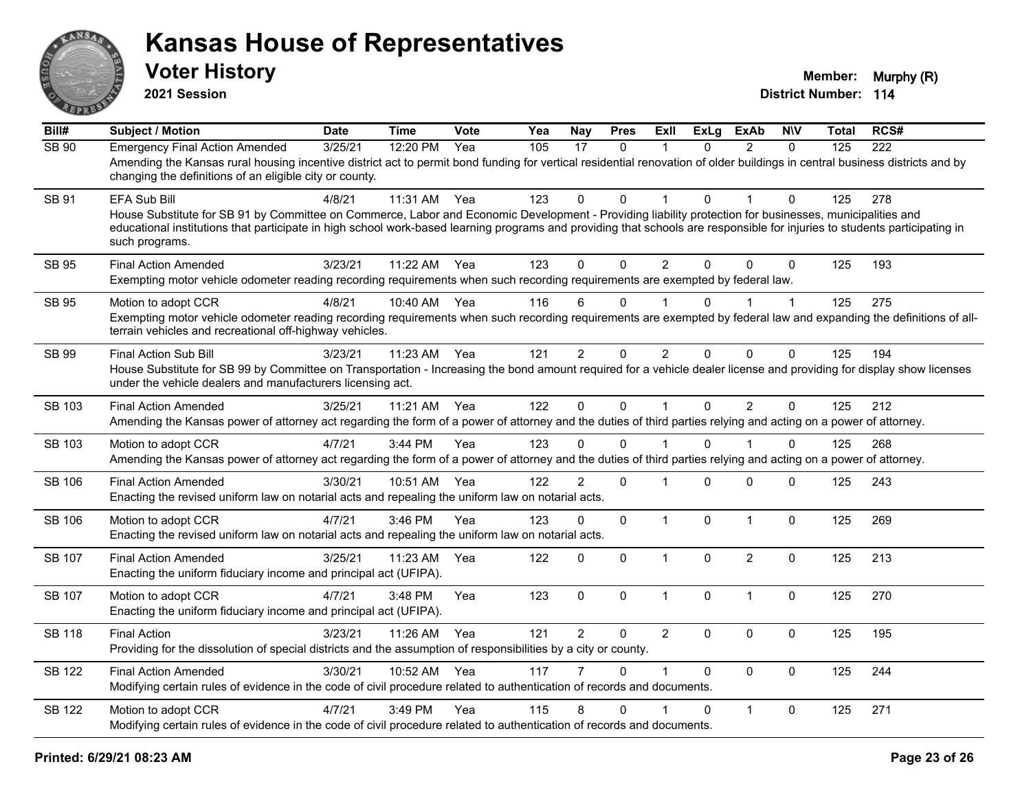# Kansas House of Representatives

## Voter History

**2021 Session**

**Member:** Murphy (R)

**District Number:** 114

| Bill# | Subject / Motion | Date | Time | Vote | Yea | Nay | Pres | ExII | ExLg | ExAb | N\V | Total | RCS# |
|---|---|---|---|---|---|---|---|---|---|---|---|---|---|
| SB 90 | Emergency Final Action Amended | 3/25/21 | 12:20 PM | Yea | 105 | 17 | 0 | 1 | 0 | 2 | 0 | 125 | 222 |
| | Amending the Kansas rural housing incentive district act to permit bond funding for vertical residential renovation of older buildings in central business districts and by changing the definitions of an eligible city or county. | | | | | | | | | | | | |
| SB 91 | EFA Sub Bill | 4/8/21 | 11:31 AM | Yea | 123 | 0 | 0 | 1 | 0 | 1 | 0 | 125 | 278 |
| | House Substitute for SB 91 by Committee on Commerce, Labor and Economic Development - Providing liability protection for businesses, municipalities and educational institutions that participate in high school work-based learning programs and providing that schools are responsible for injuries to students participating in such programs. | | | | | | | | | | | | |
| SB 95 | Final Action Amended | 3/23/21 | 11:22 AM | Yea | 123 | 0 | 0 | 2 | 0 | 0 | 0 | 125 | 193 |
| | Exempting motor vehicle odometer reading recording requirements when such recording requirements are exempted by federal law. | | | | | | | | | | | | |
| SB 95 | Motion to adopt CCR | 4/8/21 | 10:40 AM | Yea | 116 | 6 | 0 | 1 | 0 | 1 | 1 | 125 | 275 |
| | Exempting motor vehicle odometer reading recording requirements when such recording requirements are exempted by federal law and expanding the definitions of all-terrain vehicles and recreational off-highway vehicles. | | | | | | | | | | | | |
| SB 99 | Final Action Sub Bill | 3/23/21 | 11:23 AM | Yea | 121 | 2 | 0 | 2 | 0 | 0 | 0 | 125 | 194 |
| | House Substitute for SB 99 by Committee on Transportation - Increasing the bond amount required for a vehicle dealer license and providing for display show licenses under the vehicle dealers and manufacturers licensing act. | | | | | | | | | | | | |
| SB 103 | Final Action Amended | 3/25/21 | 11:21 AM | Yea | 122 | 0 | 0 | 1 | 0 | 2 | 0 | 125 | 212 |
| | Amending the Kansas power of attorney act regarding the form of a power of attorney and the duties of third parties relying and acting on a power of attorney. | | | | | | | | | | | | |
| SB 103 | Motion to adopt CCR | 4/7/21 | 3:44 PM | Yea | 123 | 0 | 0 | 1 | 0 | 1 | 0 | 125 | 268 |
| | Amending the Kansas power of attorney act regarding the form of a power of attorney and the duties of third parties relying and acting on a power of attorney. | | | | | | | | | | | | |
| SB 106 | Final Action Amended | 3/30/21 | 10:51 AM | Yea | 122 | 2 | 0 | 1 | 0 | 0 | 0 | 125 | 243 |
| | Enacting the revised uniform law on notarial acts and repealing the uniform law on notarial acts. | | | | | | | | | | | | |
| SB 106 | Motion to adopt CCR | 4/7/21 | 3:46 PM | Yea | 123 | 0 | 0 | 1 | 0 | 1 | 0 | 125 | 269 |
| | Enacting the revised uniform law on notarial acts and repealing the uniform law on notarial acts. | | | | | | | | | | | | |
| SB 107 | Final Action Amended | 3/25/21 | 11:23 AM | Yea | 122 | 0 | 0 | 1 | 0 | 2 | 0 | 125 | 213 |
| | Enacting the uniform fiduciary income and principal act (UFIPA). | | | | | | | | | | | | |
| SB 107 | Motion to adopt CCR | 4/7/21 | 3:48 PM | Yea | 123 | 0 | 0 | 1 | 0 | 1 | 0 | 125 | 270 |
| | Enacting the uniform fiduciary income and principal act (UFIPA). | | | | | | | | | | | | |
| SB 118 | Final Action | 3/23/21 | 11:26 AM | Yea | 121 | 2 | 0 | 2 | 0 | 0 | 0 | 125 | 195 |
| | Providing for the dissolution of special districts and the assumption of responsibilities by a city or county. | | | | | | | | | | | | |
| SB 122 | Final Action Amended | 3/30/21 | 10:52 AM | Yea | 117 | 7 | 0 | 1 | 0 | 0 | 0 | 125 | 244 |
| | Modifying certain rules of evidence in the code of civil procedure related to authentication of records and documents. | | | | | | | | | | | | |
| SB 122 | Motion to adopt CCR | 4/7/21 | 3:49 PM | Yea | 115 | 8 | 0 | 1 | 0 | 1 | 0 | 125 | 271 |
| | Modifying certain rules of evidence in the code of civil procedure related to authentication of records and documents. | | | | | | | | | | | | |

**Printed: 6/29/21 08:23 AM**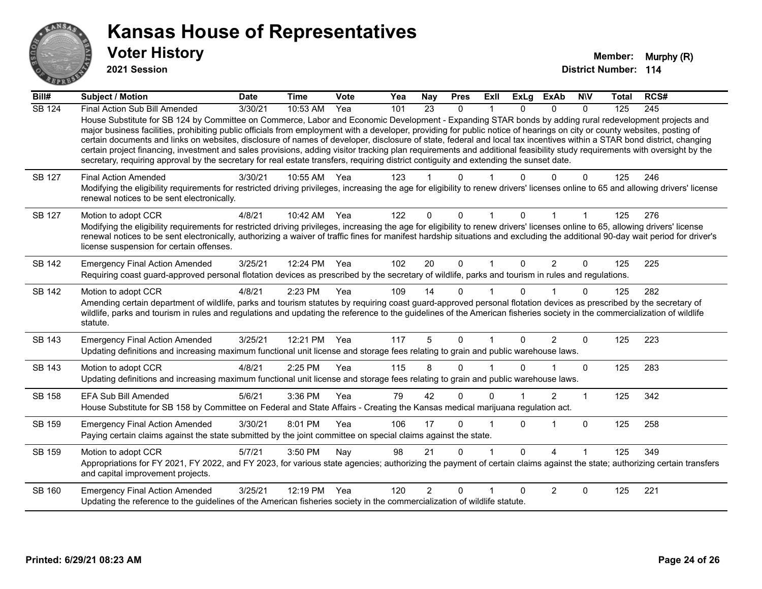# Kansas House of Representatives

## Voter History

**2021 Session**

**Member:** Murphy (R)
**District Number:** 114

| Bill# | Subject / Motion | Date | Time | Vote | Yea | Nay | Pres | ExII | ExLg | ExAb | N\V | Total | RCS# |
|---|---|---|---|---|---|---|---|---|---|---|---|---|---|
| SB 124 | Final Action Sub Bill Amended | 3/30/21 | 10:53 AM | Yea | 101 | 23 | 0 | 1 | 0 | 0 | 0 | 125 | 245 |
| | House Substitute for SB 124 by Committee on Commerce, Labor and Economic Development - Expanding STAR bonds by adding rural redevelopment projects and major business facilities, prohibiting public officials from employment with a developer, providing for public notice of hearings on city or county websites, posting of certain documents and links on websites, disclosure of names of developer, disclosure of state, federal and local tax incentives within a STAR bond district, changing certain project financing, investment and sales provisions, adding visitor tracking plan requirements and additional feasibility study requirements with oversight by the secretary, requiring approval by the secretary for real estate transfers, requiring district contiguity and extending the sunset date. | | | | | | | | | | | | |
| SB 127 | Final Action Amended | 3/30/21 | 10:55 AM | Yea | 123 | 1 | 0 | 1 | 0 | 0 | 0 | 125 | 246 |
| | Modifying the eligibility requirements for restricted driving privileges, increasing the age for eligibility to renew drivers' licenses online to 65 and allowing drivers' license renewal notices to be sent electronically. | | | | | | | | | | | | |
| SB 127 | Motion to adopt CCR | 4/8/21 | 10:42 AM | Yea | 122 | 0 | 0 | 1 | 0 | 1 | 1 | 125 | 276 |
| | Modifying the eligibility requirements for restricted driving privileges, increasing the age for eligibility to renew drivers' licenses online to 65, allowing drivers' license renewal notices to be sent electronically, authorizing a waiver of traffic fines for manifest hardship situations and excluding the additional 90-day wait period for driver's license suspension for certain offenses. | | | | | | | | | | | | |
| SB 142 | Emergency Final Action Amended | 3/25/21 | 12:24 PM | Yea | 102 | 20 | 0 | 1 | 0 | 2 | 0 | 125 | 225 |
| | Requiring coast guard-approved personal flotation devices as prescribed by the secretary of wildlife, parks and tourism in rules and regulations. | | | | | | | | | | | | |
| SB 142 | Motion to adopt CCR | 4/8/21 | 2:23 PM | Yea | 109 | 14 | 0 | 1 | 0 | 1 | 0 | 125 | 282 |
| | Amending certain department of wildlife, parks and tourism statutes by requiring coast guard-approved personal flotation devices as prescribed by the secretary of wildlife, parks and tourism in rules and regulations and updating the reference to the guidelines of the American fisheries society in the commercialization of wildlife statute. | | | | | | | | | | | | |
| SB 143 | Emergency Final Action Amended | 3/25/21 | 12:21 PM | Yea | 117 | 5 | 0 | 1 | 0 | 2 | 0 | 125 | 223 |
| | Updating definitions and increasing maximum functional unit license and storage fees relating to grain and public warehouse laws. | | | | | | | | | | | | |
| SB 143 | Motion to adopt CCR | 4/8/21 | 2:25 PM | Yea | 115 | 8 | 0 | 1 | 0 | 1 | 0 | 125 | 283 |
| | Updating definitions and increasing maximum functional unit license and storage fees relating to grain and public warehouse laws. | | | | | | | | | | | | |
| SB 158 | EFA Sub Bill Amended | 5/6/21 | 3:36 PM | Yea | 79 | 42 | 0 | 0 | 1 | 2 | 1 | 125 | 342 |
| | House Substitute for SB 158 by Committee on Federal and State Affairs - Creating the Kansas medical marijuana regulation act. | | | | | | | | | | | | |
| SB 159 | Emergency Final Action Amended | 3/30/21 | 8:01 PM | Yea | 106 | 17 | 0 | 1 | 0 | 1 | 0 | 125 | 258 |
| | Paying certain claims against the state submitted by the joint committee on special claims against the state. | | | | | | | | | | | | |
| SB 159 | Motion to adopt CCR | 5/7/21 | 3:50 PM | Nay | 98 | 21 | 0 | 1 | 0 | 4 | 1 | 125 | 349 |
| | Appropriations for FY 2021, FY 2022, and FY 2023, for various state agencies; authorizing the payment of certain claims against the state; authorizing certain transfers and capital improvement projects. | | | | | | | | | | | | |
| SB 160 | Emergency Final Action Amended | 3/25/21 | 12:19 PM | Yea | 120 | 2 | 0 | 1 | 0 | 2 | 0 | 125 | 221 |
| | Updating the reference to the guidelines of the American fisheries society in the commercialization of wildlife statute. | | | | | | | | | | | | |

Printed: 6/29/21 08:23 AM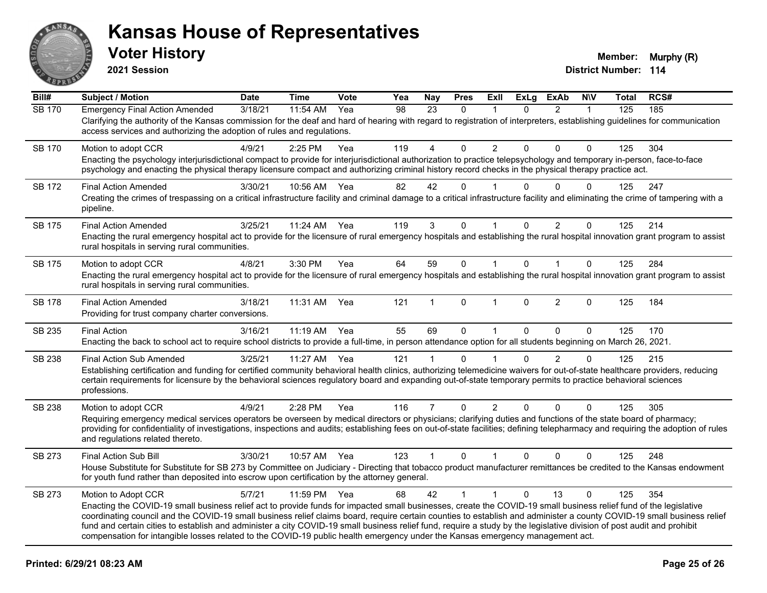# Kansas House of Representatives

## Voter History

**2021 Session**

**Member:** Murphy (R)
**District Number:** 114

| Bill# | Subject / Motion | Date | Time | Vote | Yea | Nay | Pres | ExII | ExLg | ExAb | N\V | Total | RCS# |
|---|---|---|---|---|---|---|---|---|---|---|---|---|---|
| SB 170 | Emergency Final Action Amended | 3/18/21 | 11:54 AM | Yea | 98 | 23 | 0 | 1 | 0 | 2 | 1 | 125 | 185 |
| | Clarifying the authority of the Kansas commission for the deaf and hard of hearing with regard to registration of interpreters, establishing guidelines for communication access services and authorizing the adoption of rules and regulations. | | | | | | | | | | | | |
| SB 170 | Motion to adopt CCR | 4/9/21 | 2:25 PM | Yea | 119 | 4 | 0 | 2 | 0 | 0 | 0 | 125 | 304 |
| | Enacting the psychology interjurisdictional compact to provide for interjurisdictional authorization to practice telepsychology and temporary in-person, face-to-face psychology and enacting the physical therapy licensure compact and authorizing criminal history record checks in the physical therapy practice act. | | | | | | | | | | | | |
| SB 172 | Final Action Amended | 3/30/21 | 10:56 AM | Yea | 82 | 42 | 0 | 1 | 0 | 0 | 0 | 125 | 247 |
| | Creating the crimes of trespassing on a critical infrastructure facility and criminal damage to a critical infrastructure facility and eliminating the crime of tampering with a pipeline. | | | | | | | | | | | | |
| SB 175 | Final Action Amended | 3/25/21 | 11:24 AM | Yea | 119 | 3 | 0 | 1 | 0 | 2 | 0 | 125 | 214 |
| | Enacting the rural emergency hospital act to provide for the licensure of rural emergency hospitals and establishing the rural hospital innovation grant program to assist rural hospitals in serving rural communities. | | | | | | | | | | | | |
| SB 175 | Motion to adopt CCR | 4/8/21 | 3:30 PM | Yea | 64 | 59 | 0 | 1 | 0 | 1 | 0 | 125 | 284 |
| | Enacting the rural emergency hospital act to provide for the licensure of rural emergency hospitals and establishing the rural hospital innovation grant program to assist rural hospitals in serving rural communities. | | | | | | | | | | | | |
| SB 178 | Final Action Amended | 3/18/21 | 11:31 AM | Yea | 121 | 1 | 0 | 1 | 0 | 2 | 0 | 125 | 184 |
| | Providing for trust company charter conversions. | | | | | | | | | | | | |
| SB 235 | Final Action | 3/16/21 | 11:19 AM | Yea | 55 | 69 | 0 | 1 | 0 | 0 | 0 | 125 | 170 |
| | Enacting the back to school act to require school districts to provide a full-time, in person attendance option for all students beginning on March 26, 2021. | | | | | | | | | | | | |
| SB 238 | Final Action Sub Amended | 3/25/21 | 11:27 AM | Yea | 121 | 1 | 0 | 1 | 0 | 2 | 0 | 125 | 215 |
| | Establishing certification and funding for certified community behavioral health clinics, authorizing telemedicine waivers for out-of-state healthcare providers, reducing certain requirements for licensure by the behavioral sciences regulatory board and expanding out-of-state temporary permits to practice behavioral sciences professions. | | | | | | | | | | | | |
| SB 238 | Motion to adopt CCR | 4/9/21 | 2:28 PM | Yea | 116 | 7 | 0 | 2 | 0 | 0 | 0 | 125 | 305 |
| | Requiring emergency medical services operators be overseen by medical directors or physicians; clarifying duties and functions of the state board of pharmacy; providing for confidentiality of investigations, inspections and audits; establishing fees on out-of-state facilities; defining telepharmacy and requiring the adoption of rules and regulations related thereto. | | | | | | | | | | | | |
| SB 273 | Final Action Sub Bill | 3/30/21 | 10:57 AM | Yea | 123 | 1 | 0 | 1 | 0 | 0 | 0 | 125 | 248 |
| | House Substitute for Substitute for SB 273 by Committee on Judiciary - Directing that tobacco product manufacturer remittances be credited to the Kansas endowment for youth fund rather than deposited into escrow upon certification by the attorney general. | | | | | | | | | | | | |
| SB 273 | Motion to Adopt CCR | 5/7/21 | 11:59 PM | Yea | 68 | 42 | 1 | 1 | 0 | 13 | 0 | 125 | 354 |
| | Enacting the COVID-19 small business relief act to provide funds for impacted small businesses, create the COVID-19 small business relief fund of the legislative coordinating council and the COVID-19 small business relief claims board, require certain counties to establish and administer a county COVID-19 small business relief fund and certain cities to establish and administer a city COVID-19 small business relief fund, require a study by the legislative division of post audit and prohibit compensation for intangible losses related to the COVID-19 public health emergency under the Kansas emergency management act. | | | | | | | | | | | | |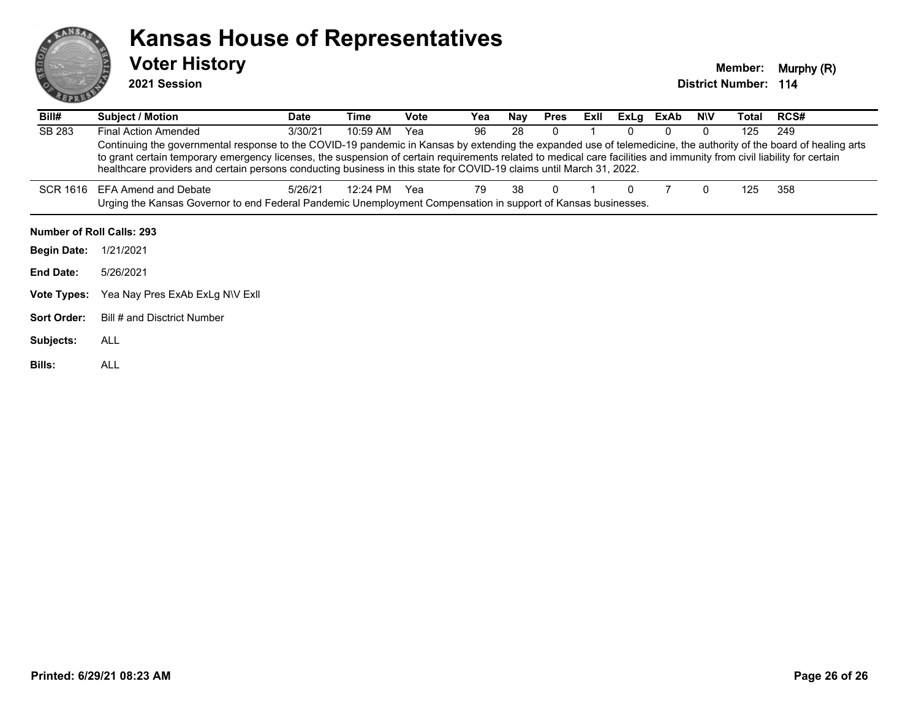# Kansas House of Representatives

## Voter History

**2021 Session**

**Member:** Murphy (R)
**District Number:** 114

| Bill# | Subject / Motion | Date | Time | Vote | Yea | Nay | Pres | ExII | ExLg | ExAb | N\V | Total | RCS# |
|---|---|---|---|---|---|---|---|---|---|---|---|---|---|
| SB 283 | Final Action Amended | 3/30/21 | 10:59 AM | Yea | 96 | 28 | 0 | 1 | 0 | 0 | 0 | 125 | 249 |
| | Continuing the governmental response to the COVID-19 pandemic in Kansas by extending the expanded use of telemedicine, the authority of the board of healing arts to grant certain temporary emergency licenses, the suspension of certain requirements related to medical care facilities and immunity from civil liability for certain healthcare providers and certain persons conducting business in this state for COVID-19 claims until March 31, 2022. | | | | | | | | | | | | |
| SCR 1616 | EFA Amend and Debate | 5/26/21 | 12:24 PM | Yea | 79 | 38 | 0 | 1 | 0 | 7 | 0 | 125 | 358 |
| | Urging the Kansas Governor to end Federal Pandemic Unemployment Compensation in support of Kansas businesses. | | | | | | | | | | | | |

**Number of Roll Calls: 293**

**Begin Date:** 1/21/2021

**End Date:** 5/26/2021

**Vote Types:** Yea Nay Pres ExAb ExLg N\V ExII

**Sort Order:** Bill # and Disctrict Number

**Subjects:** ALL

**Bills:** ALL

**Printed: 6/29/21 08:23 AM**